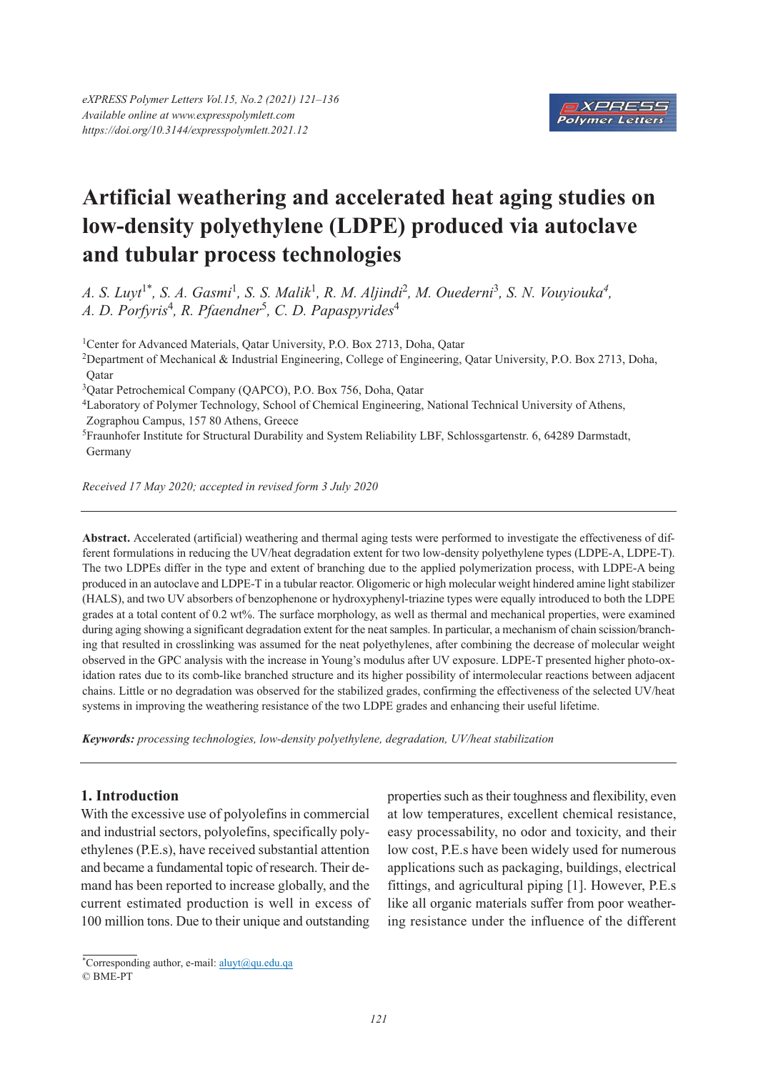# Artificial weathering and accelerated heat aging studies on low-density polyethylene (LDPE) produced via autoclave and tubular process technologies

*A. S. Luyt*[1*], *S. A. Gasmi*[1], *S. S. Malik*[1], *R. M. Aljindi*[2], *M. Ouederni*[3], *S. N. Vouyiouka*[4], *A. D. Porfyris*[4], *R. Pfaendner*[5], *C. D. Papaspyrides*[4]

[1]Center for Advanced Materials, Qatar University, P.O. Box 2713, Doha, Qatar

[2]Department of Mechanical & Industrial Engineering, College of Engineering, Qatar University, P.O. Box 2713, Doha, Qatar

[3]Qatar Petrochemical Company (QAPCO), P.O. Box 756, Doha, Qatar

[4]Laboratory of Polymer Technology, School of Chemical Engineering, National Technical University of Athens, Zographou Campus, 157 80 Athens, Greece

[5]Fraunhofer Institute for Structural Durability and System Reliability LBF, Schlossgartenstr. 6, 64289 Darmstadt, Germany

*Received 17 May 2020; accepted in revised form 3 July 2020*

**Abstract.** Accelerated (artificial) weathering and thermal aging tests were performed to investigate the effectiveness of different formulations in reducing the UV/heat degradation extent for two low-density polyethylene types (LDPE-A, LDPE-T). The two LDPEs differ in the type and extent of branching due to the applied polymerization process, with LDPE-A being produced in an autoclave and LDPE-T in a tubular reactor. Oligomeric or high molecular weight hindered amine light stabilizer (HALS), and two UV absorbers of benzophenone or hydroxyphenyl-triazine types were equally introduced to both the LDPE grades at a total content of 0.2 wt%. The surface morphology, as well as thermal and mechanical properties, were examined during aging showing a significant degradation extent for the neat samples. In particular, a mechanism of chain scission/branching that resulted in crosslinking was assumed for the neat polyethylenes, after combining the decrease of molecular weight observed in the GPC analysis with the increase in Young's modulus after UV exposure. LDPE-T presented higher photo-oxidation rates due to its comb-like branched structure and its higher possibility of intermolecular reactions between adjacent chains. Little or no degradation was observed for the stabilized grades, confirming the effectiveness of the selected UV/heat systems in improving the weathering resistance of the two LDPE grades and enhancing their useful lifetime.

***Keywords:*** *processing technologies, low-density polyethylene, degradation, UV/heat stabilization*

## 1. Introduction

With the excessive use of polyolefins in commercial and industrial sectors, polyolefins, specifically polyethylenes (P.E.s), have received substantial attention and became a fundamental topic of research. Their demand has been reported to increase globally, and the current estimated production is well in excess of 100 million tons. Due to their unique and outstanding properties such as their toughness and flexibility, even at low temperatures, excellent chemical resistance, easy processability, no odor and toxicity, and their low cost, P.E.s have been widely used for numerous applications such as packaging, buildings, electrical fittings, and agricultural piping [1]. However, P.E.s like all organic materials suffer from poor weathering resistance under the influence of the different

*Corresponding author, e-mail: aluyt@qu.edu.qa

© BME-PT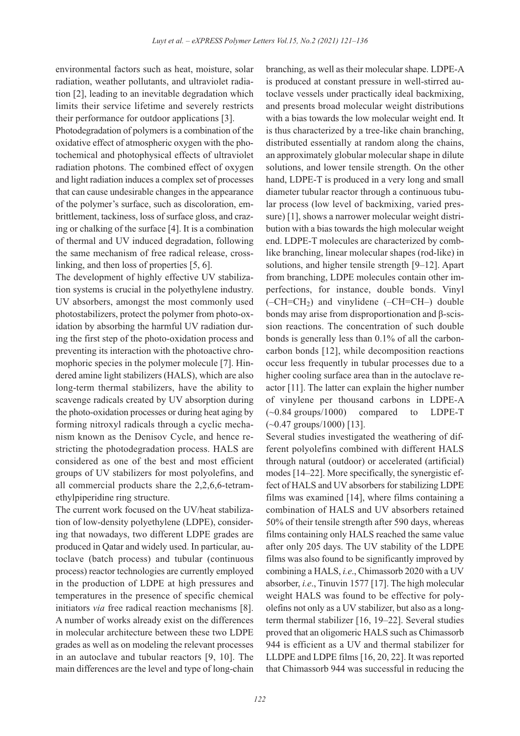environmental factors such as heat, moisture, solar radiation, weather pollutants, and ultraviolet radiation [2], leading to an inevitable degradation which limits their service lifetime and severely restricts their performance for outdoor applications [3].

Photodegradation of polymers is a combination of the oxidative effect of atmospheric oxygen with the photochemical and photophysical effects of ultraviolet radiation photons. The combined effect of oxygen and light radiation induces a complex set of processes that can cause undesirable changes in the appearance of the polymer's surface, such as discoloration, embrittlement, tackiness, loss of surface gloss, and crazing or chalking of the surface [4]. It is a combination of thermal and UV induced degradation, following the same mechanism of free radical release, crosslinking, and then loss of properties [5, 6].

The development of highly effective UV stabilization systems is crucial in the polyethylene industry. UV absorbers, amongst the most commonly used photostabilizers, protect the polymer from photo-oxidation by absorbing the harmful UV radiation during the first step of the photo-oxidation process and preventing its interaction with the photoactive chromophoric species in the polymer molecule [7]. Hindered amine light stabilizers (HALS), which are also long-term thermal stabilizers, have the ability to scavenge radicals created by UV absorption during the photo-oxidation processes or during heat aging by forming nitroxyl radicals through a cyclic mechanism known as the Denisov Cycle, and hence restricting the photodegradation process. HALS are considered as one of the best and most efficient groups of UV stabilizers for most polyolefins, and all commercial products share the 2,2,6,6-tetramethylpiperidine ring structure.

The current work focused on the UV/heat stabilization of low-density polyethylene (LDPE), considering that nowadays, two different LDPE grades are produced in Qatar and widely used. In particular, autoclave (batch process) and tubular (continuous process) reactor technologies are currently employed in the production of LDPE at high pressures and temperatures in the presence of specific chemical initiators *via* free radical reaction mechanisms [8]. A number of works already exist on the differences in molecular architecture between these two LDPE grades as well as on modeling the relevant processes in an autoclave and tubular reactors [9, 10]. The main differences are the level and type of long-chain branching, as well as their molecular shape. LDPE-A is produced at constant pressure in well-stirred autoclave vessels under practically ideal backmixing, and presents broad molecular weight distributions with a bias towards the low molecular weight end. It is thus characterized by a tree-like chain branching, distributed essentially at random along the chains, an approximately globular molecular shape in dilute solutions, and lower tensile strength. On the other hand, LDPE-T is produced in a very long and small diameter tubular reactor through a continuous tubular process (low level of backmixing, varied pressure) [1], shows a narrower molecular weight distribution with a bias towards the high molecular weight end. LDPE-T molecules are characterized by comb-like branching, linear molecular shapes (rod-like) in solutions, and higher tensile strength [9–12]. Apart from branching, LDPE molecules contain other imperfections, for instance, double bonds. Vinyl ($–CH=CH_2$) and vinylidene ($–CH=CH–$) double bonds may arise from disproportionation and β-scission reactions. The concentration of such double bonds is generally less than 0.1% of all the carbon-carbon bonds [12], while decomposition reactions occur less frequently in tubular processes due to a higher cooling surface area than in the autoclave reactor [11]. The latter can explain the higher number of vinylene per thousand carbons in LDPE-A (~0.84 groups/1000) compared to LDPE-T (~0.47 groups/1000) [13].

Several studies investigated the weathering of different polyolefins combined with different HALS through natural (outdoor) or accelerated (artificial) modes [14–22]. More specifically, the synergistic effect of HALS and UV absorbers for stabilizing LDPE films was examined [14], where films containing a combination of HALS and UV absorbers retained 50% of their tensile strength after 590 days, whereas films containing only HALS reached the same value after only 205 days. The UV stability of the LDPE films was also found to be significantly improved by combining a HALS, *i.e.*, Chimassorb 2020 with a UV absorber, *i.e.*, Tinuvin 1577 [17]. The high molecular weight HALS was found to be effective for polyolefins not only as a UV stabilizer, but also as a long-term thermal stabilizer [16, 19–22]. Several studies proved that an oligomeric HALS such as Chimassorb 944 is efficient as a UV and thermal stabilizer for LLDPE and LDPE films [16, 20, 22]. It was reported that Chimassorb 944 was successful in reducing the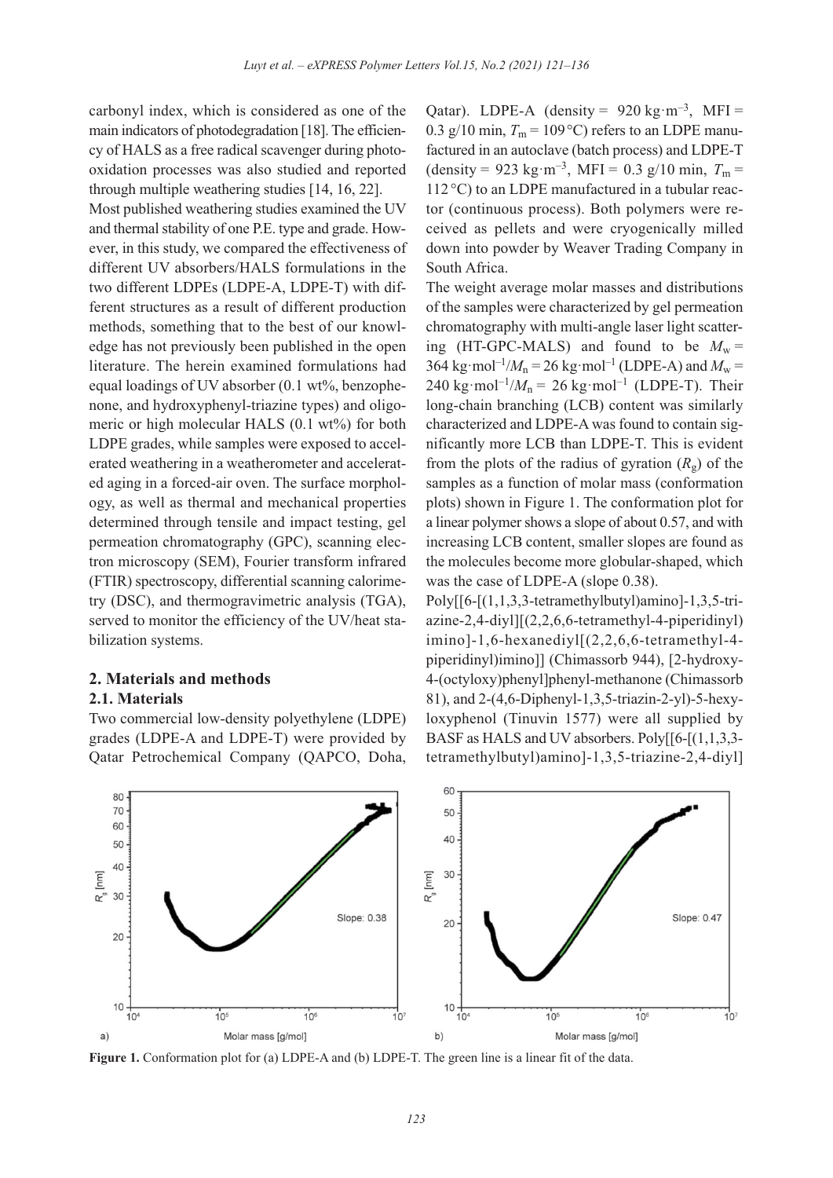carbonyl index, which is considered as one of the main indicators of photodegradation [18]. The efficiency of HALS as a free radical scavenger during photo-oxidation processes was also studied and reported through multiple weathering studies [14, 16, 22].

Most published weathering studies examined the UV and thermal stability of one P.E. type and grade. However, in this study, we compared the effectiveness of different UV absorbers/HALS formulations in the two different LDPEs (LDPE-A, LDPE-T) with different structures as a result of different production methods, something that to the best of our knowledge has not previously been published in the open literature. The herein examined formulations had equal loadings of UV absorber (0.1 wt%, benzophenone, and hydroxyphenyl-triazine types) and oligomeric or high molecular HALS (0.1 wt%) for both LDPE grades, while samples were exposed to accelerated weathering in a weatherometer and accelerated aging in a forced-air oven. The surface morphology, as well as thermal and mechanical properties determined through tensile and impact testing, gel permeation chromatography (GPC), scanning electron microscopy (SEM), Fourier transform infrared (FTIR) spectroscopy, differential scanning calorimetry (DSC), and thermogravimetric analysis (TGA), served to monitor the efficiency of the UV/heat stabilization systems.

## 2. Materials and methods

### 2.1. Materials

Two commercial low-density polyethylene (LDPE) grades (LDPE-A and LDPE-T) were provided by Qatar Petrochemical Company (QAPCO, Doha, Qatar). LDPE-A (density = 920 kg·m$^{-3}$, MFI = 0.3 g/10 min, $T_m$ = 109 °C) refers to an LDPE manufactured in an autoclave (batch process) and LDPE-T (density = 923 kg·m$^{-3}$, MFI = 0.3 g/10 min, $T_m$ = 112 °C) to an LDPE manufactured in a tubular reactor (continuous process). Both polymers were received as pellets and were cryogenically milled down into powder by Weaver Trading Company in South Africa.

The weight average molar masses and distributions of the samples were characterized by gel permeation chromatography with multi-angle laser light scattering (HT-GPC-MALS) and found to be $M_w$ = 364 kg·mol$^{-1}$/$M_n$ = 26 kg·mol$^{-1}$ (LDPE-A) and $M_w$ = 240 kg·mol$^{-1}$/$M_n$ = 26 kg·mol$^{-1}$ (LDPE-T). Their long-chain branching (LCB) content was similarly characterized and LDPE-A was found to contain significantly more LCB than LDPE-T. This is evident from the plots of the radius of gyration ($R_g$) of the samples as a function of molar mass (conformation plots) shown in Figure 1. The conformation plot for a linear polymer shows a slope of about 0.57, and with increasing LCB content, smaller slopes are found as the molecules become more globular-shaped, which was the case of LDPE-A (slope 0.38).

Poly[[6-[(1,1,3,3-tetramethylbutyl)amino]-1,3,5-triazine-2,4-diyl][(2,2,6,6-tetramethyl-4-piperidinyl)imino]-1,6-hexanediyl[(2,2,6,6-tetramethyl-4-piperidinyl)imino]] (Chimassorb 944), [2-hydroxy-4-(octyloxy)phenyl]phenyl-methanone (Chimassorb 81), and 2-(4,6-Diphenyl-1,3,5-triazin-2-yl)-5-hexyloxyphenol (Tinuvin 1577) were all supplied by BASF as HALS and UV absorbers. Poly[[6-[(1,1,3,3-tetramethylbutyl)amino]-1,3,5-triazine-2,4-diyl]

**Figure 1.** Conformation plot for (a) LDPE-A and (b) LDPE-T. The green line is a linear fit of the data.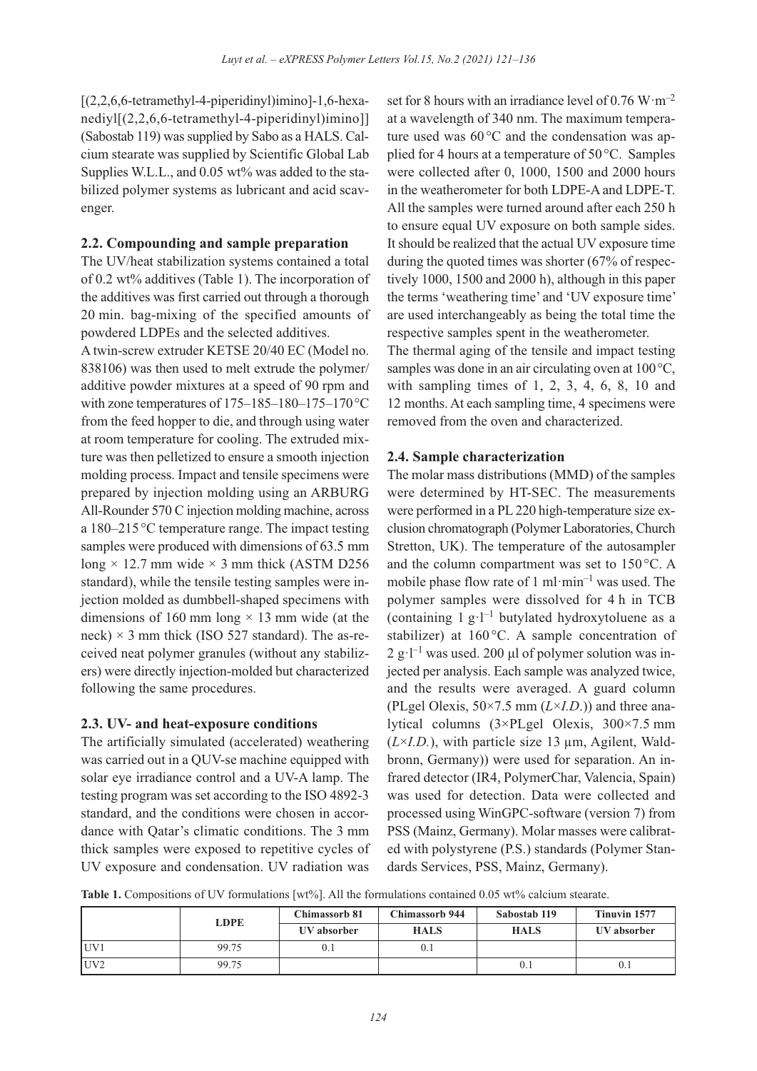[(2,2,6,6-tetramethyl-4-piperidinyl)imino]-1,6-hexanediyl[(2,2,6,6-tetramethyl-4-piperidinyl)imino]] (Sabostab 119) was supplied by Sabo as a HALS. Calcium stearate was supplied by Scientific Global Lab Supplies W.L.L., and 0.05 wt% was added to the stabilized polymer systems as lubricant and acid scavenger.

### 2.2. Compounding and sample preparation

The UV/heat stabilization systems contained a total of 0.2 wt% additives (Table 1). The incorporation of the additives was first carried out through a thorough 20 min. bag-mixing of the specified amounts of powdered LDPEs and the selected additives.

A twin-screw extruder KETSE 20/40 EC (Model no. 838106) was then used to melt extrude the polymer/additive powder mixtures at a speed of 90 rpm and with zone temperatures of 175–185–180–175–170 °C from the feed hopper to die, and through using water at room temperature for cooling. The extruded mixture was then pelletized to ensure a smooth injection molding process. Impact and tensile specimens were prepared by injection molding using an ARBURG All-Rounder 570 C injection molding machine, across a 180–215 °C temperature range. The impact testing samples were produced with dimensions of 63.5 mm long × 12.7 mm wide × 3 mm thick (ASTM D256 standard), while the tensile testing samples were injection molded as dumbbell-shaped specimens with dimensions of 160 mm long × 13 mm wide (at the neck) × 3 mm thick (ISO 527 standard). The as-received neat polymer granules (without any stabilizers) were directly injection-molded but characterized following the same procedures.

### 2.3. UV- and heat-exposure conditions

The artificially simulated (accelerated) weathering was carried out in a QUV-se machine equipped with solar eye irradiance control and a UV-A lamp. The testing program was set according to the ISO 4892-3 standard, and the conditions were chosen in accordance with Qatar's climatic conditions. The 3 mm thick samples were exposed to repetitive cycles of UV exposure and condensation. UV radiation was set for 8 hours with an irradiance level of 0.76 $W \cdot m^{-2}$ at a wavelength of 340 nm. The maximum temperature used was 60 °C and the condensation was applied for 4 hours at a temperature of 50 °C. Samples were collected after 0, 1000, 1500 and 2000 hours in the weatherometer for both LDPE-A and LDPE-T. All the samples were turned around after each 250 h to ensure equal UV exposure on both sample sides. It should be realized that the actual UV exposure time during the quoted times was shorter (67% of respectively 1000, 1500 and 2000 h), although in this paper the terms 'weathering time' and 'UV exposure time' are used interchangeably as being the total time the respective samples spent in the weatherometer.

The thermal aging of the tensile and impact testing samples was done in an air circulating oven at 100 °C, with sampling times of 1, 2, 3, 4, 6, 8, 10 and 12 months. At each sampling time, 4 specimens were removed from the oven and characterized.

### 2.4. Sample characterization

The molar mass distributions (MMD) of the samples were determined by HT-SEC. The measurements were performed in a PL 220 high-temperature size exclusion chromatograph (Polymer Laboratories, Church Stretton, UK). The temperature of the autosampler and the column compartment was set to 150 °C. A mobile phase flow rate of 1 $ml \cdot min^{-1}$ was used. The polymer samples were dissolved for 4 h in TCB (containing 1 $g \cdot l^{-1}$ butylated hydroxytoluene as a stabilizer) at 160 °C. A sample concentration of 2 $g \cdot l^{-1}$ was used. 200 µl of polymer solution was injected per analysis. Each sample was analyzed twice, and the results were averaged. A guard column (PLgel Olexis, 50×7.5 mm ($L$×$I.D.$)) and three analytical columns (3×PLgel Olexis, 300×7.5 mm ($L$×$I.D.$), with particle size 13 µm, Agilent, Waldbronn, Germany)) were used for separation. An infrared detector (IR4, PolymerChar, Valencia, Spain) was used for detection. Data were collected and processed using WinGPC-software (version 7) from PSS (Mainz, Germany). Molar masses were calibrated with polystyrene (P.S.) standards (Polymer Standards Services, PSS, Mainz, Germany).

**Table 1.** Compositions of UV formulations [wt%]. All the formulations contained 0.05 wt% calcium stearate.

| | LDPE | Chimassorb 81 UV absorber | Chimassorb 944 HALS | Sabostab 119 HALS | Tinuvin 1577 UV absorber |
|---|---|---|---|---|---|
| UV1 | 99.75 | 0.1 | 0.1 | | |
| UV2 | 99.75 | | | 0.1 | 0.1 |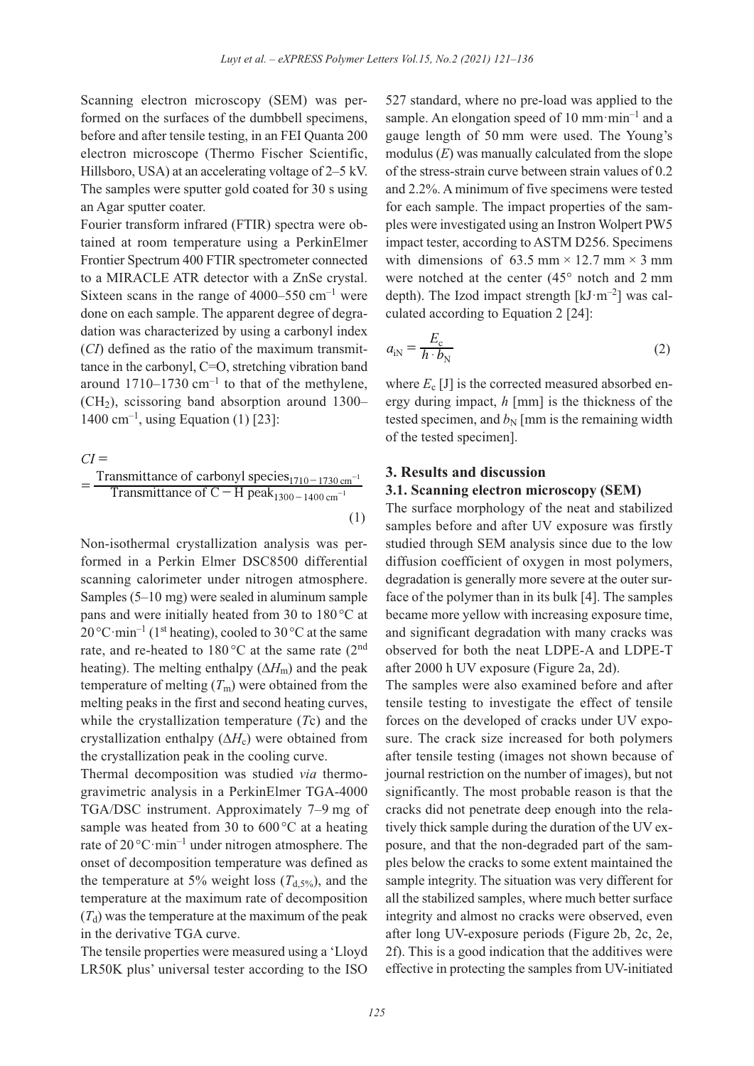Scanning electron microscopy (SEM) was performed on the surfaces of the dumbbell specimens, before and after tensile testing, in an FEI Quanta 200 electron microscope (Thermo Fischer Scientific, Hillsboro, USA) at an accelerating voltage of 2–5 kV. The samples were sputter gold coated for 30 s using an Agar sputter coater.

Fourier transform infrared (FTIR) spectra were obtained at room temperature using a PerkinElmer Frontier Spectrum 400 FTIR spectrometer connected to a MIRACLE ATR detector with a ZnSe crystal. Sixteen scans in the range of 4000–550 $cm^{-1}$ were done on each sample. The apparent degree of degradation was characterized by using a carbonyl index ($CI$) defined as the ratio of the maximum transmittance in the carbonyl, C=O, stretching vibration band around 1710–1730 $cm^{-1}$ to that of the methylene, ($CH_2$), scissoring band absorption around 1300–1400 $cm^{-1}$, using Equation (1) [23]:

$$CI = \frac{\text{Transmittance of carbonyl species}_{1710-1730\,\text{cm}^{-1}}}{\text{Transmittance of C}-\text{H peak}_{1300-1400\,\text{cm}^{-1}}} \quad (1)$$

Non-isothermal crystallization analysis was performed in a Perkin Elmer DSC8500 differential scanning calorimeter under nitrogen atmosphere. Samples (5–10 mg) were sealed in aluminum sample pans and were initially heated from 30 to 180 °C at 20 °C·$min^{-1}$ (1st heating), cooled to 30 °C at the same rate, and re-heated to 180 °C at the same rate (2nd heating). The melting enthalpy ($\Delta H_m$) and the peak temperature of melting ($T_m$) were obtained from the melting peaks in the first and second heating curves, while the crystallization temperature ($T$c) and the crystallization enthalpy ($\Delta H_c$) were obtained from the crystallization peak in the cooling curve.

Thermal decomposition was studied *via* thermogravimetric analysis in a PerkinElmer TGA-4000 TGA/DSC instrument. Approximately 7–9 mg of sample was heated from 30 to 600 °C at a heating rate of 20 °C·$min^{-1}$ under nitrogen atmosphere. The onset of decomposition temperature was defined as the temperature at 5% weight loss ($T_{d,5\%}$), and the temperature at the maximum rate of decomposition ($T_d$) was the temperature at the maximum of the peak in the derivative TGA curve.

The tensile properties were measured using a 'Lloyd LR50K plus' universal tester according to the ISO 527 standard, where no pre-load was applied to the sample. An elongation speed of 10 mm·$min^{-1}$ and a gauge length of 50 mm were used. The Young's modulus ($E$) was manually calculated from the slope of the stress-strain curve between strain values of 0.2 and 2.2%. A minimum of five specimens were tested for each sample. The impact properties of the samples were investigated using an Instron Wolpert PW5 impact tester, according to ASTM D256. Specimens with dimensions of 63.5 mm × 12.7 mm × 3 mm were notched at the center (45° notch and 2 mm depth). The Izod impact strength [kJ·$m^{-2}$] was calculated according to Equation 2 [24]:

$$a_{iN} = \frac{E_c}{h \cdot b_N} \quad (2)$$

where $E_c$ [J] is the corrected measured absorbed energy during impact, $h$ [mm] is the thickness of the tested specimen, and $b_N$ [mm is the remaining width of the tested specimen].

## 3. Results and discussion

### 3.1. Scanning electron microscopy (SEM)

The surface morphology of the neat and stabilized samples before and after UV exposure was firstly studied through SEM analysis since due to the low diffusion coefficient of oxygen in most polymers, degradation is generally more severe at the outer surface of the polymer than in its bulk [4]. The samples became more yellow with increasing exposure time, and significant degradation with many cracks was observed for both the neat LDPE-A and LDPE-T after 2000 h UV exposure (Figure 2a, 2d).

The samples were also examined before and after tensile testing to investigate the effect of tensile forces on the developed of cracks under UV exposure. The crack size increased for both polymers after tensile testing (images not shown because of journal restriction on the number of images), but not significantly. The most probable reason is that the cracks did not penetrate deep enough into the relatively thick sample during the duration of the UV exposure, and that the non-degraded part of the samples below the cracks to some extent maintained the sample integrity. The situation was very different for all the stabilized samples, where much better surface integrity and almost no cracks were observed, even after long UV-exposure periods (Figure 2b, 2c, 2e, 2f). This is a good indication that the additives were effective in protecting the samples from UV-initiated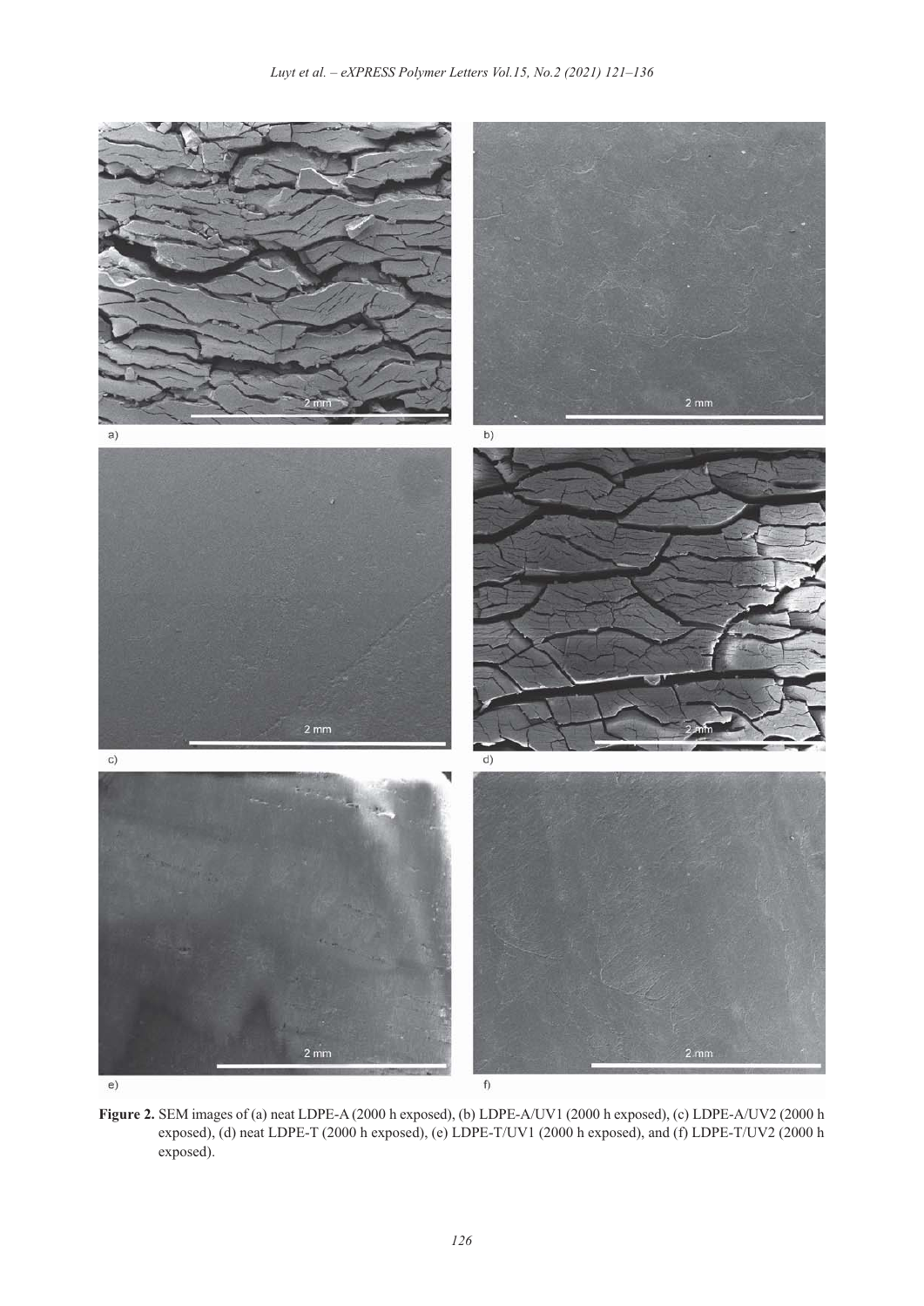**Figure 2.** SEM images of (a) neat LDPE-A (2000 h exposed), (b) LDPE-A/UV1 (2000 h exposed), (c) LDPE-A/UV2 (2000 h exposed), (d) neat LDPE-T (2000 h exposed), (e) LDPE-T/UV1 (2000 h exposed), and (f) LDPE-T/UV2 (2000 h exposed).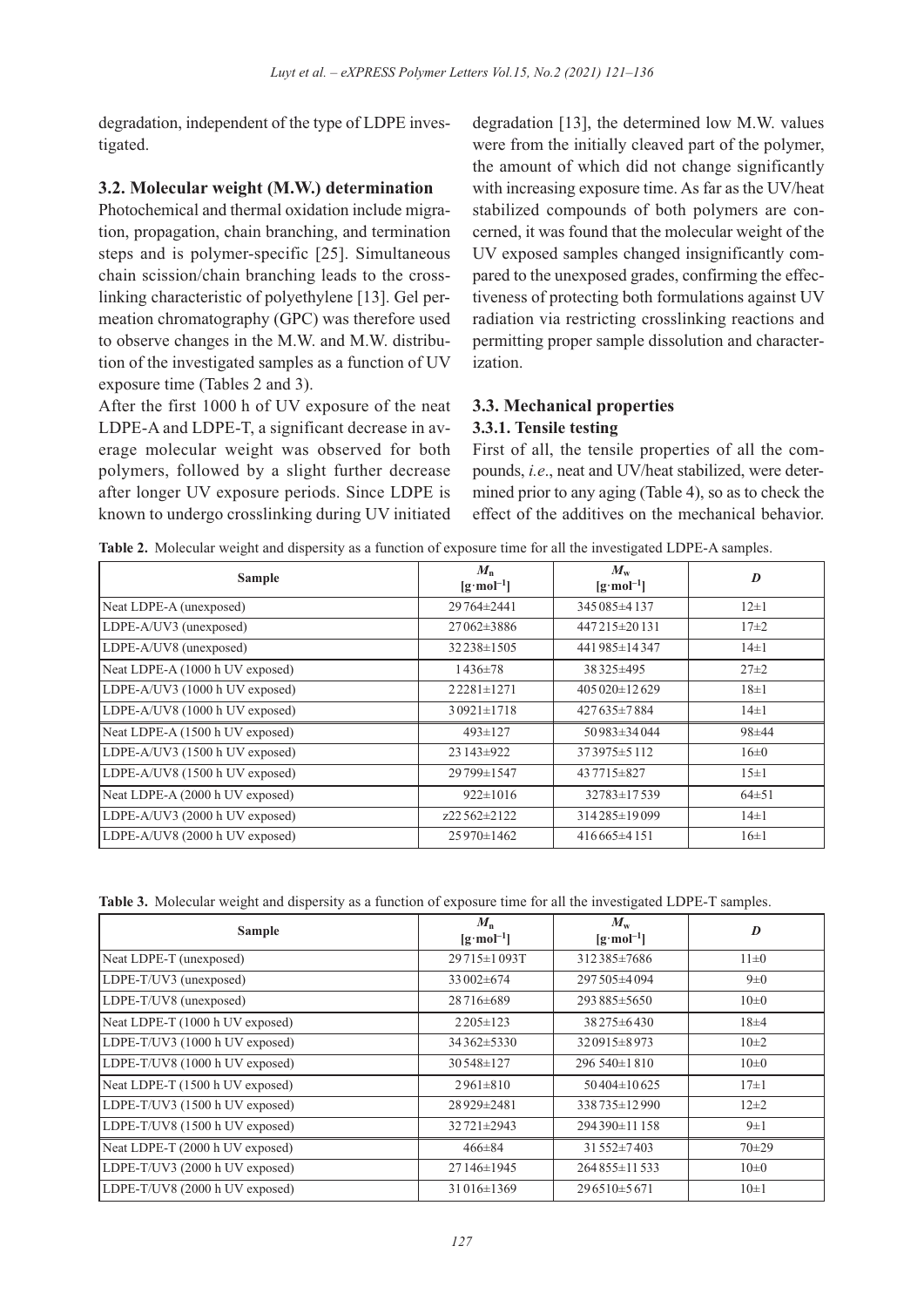degradation, independent of the type of LDPE investigated.

### 3.2. Molecular weight (M.W.) determination

Photochemical and thermal oxidation include migration, propagation, chain branching, and termination steps and is polymer-specific [25]. Simultaneous chain scission/chain branching leads to the crosslinking characteristic of polyethylene [13]. Gel permeation chromatography (GPC) was therefore used to observe changes in the M.W. and M.W. distribution of the investigated samples as a function of UV exposure time (Tables 2 and 3).

After the first 1000 h of UV exposure of the neat LDPE-A and LDPE-T, a significant decrease in average molecular weight was observed for both polymers, followed by a slight further decrease after longer UV exposure periods. Since LDPE is known to undergo crosslinking during UV initiated degradation [13], the determined low M.W. values were from the initially cleaved part of the polymer, the amount of which did not change significantly with increasing exposure time. As far as the UV/heat stabilized compounds of both polymers are concerned, it was found that the molecular weight of the UV exposed samples changed insignificantly compared to the unexposed grades, confirming the effectiveness of protecting both formulations against UV radiation via restricting crosslinking reactions and permitting proper sample dissolution and characterization.

### 3.3. Mechanical properties

#### 3.3.1. Tensile testing

First of all, the tensile properties of all the compounds, *i.e.*, neat and UV/heat stabilized, were determined prior to any aging (Table 4), so as to check the effect of the additives on the mechanical behavior.

**Table 2.** Molecular weight and dispersity as a function of exposure time for all the investigated LDPE-A samples.

| Sample | $M_n$ [g·mol$^{-1}$] | $M_w$ [g·mol$^{-1}$] | $D$ |
|---|---|---|---|
| Neat LDPE-A (unexposed) | 29764±2441 | 345085±4137 | 12±1 |
| LDPE-A/UV3 (unexposed) | 27062±3886 | 447215±20131 | 17±2 |
| LDPE-A/UV8 (unexposed) | 32238±1505 | 441985±14347 | 14±1 |
| Neat LDPE-A (1000 h UV exposed) | 1436±78 | 38325±495 | 27±2 |
| LDPE-A/UV3 (1000 h UV exposed) | 22281±1271 | 405020±12629 | 18±1 |
| LDPE-A/UV8 (1000 h UV exposed) | 30921±1718 | 427635±7884 | 14±1 |
| Neat LDPE-A (1500 h UV exposed) | 493±127 | 50983±34044 | 98±44 |
| LDPE-A/UV3 (1500 h UV exposed) | 23143±922 | 373975±5112 | 16±0 |
| LDPE-A/UV8 (1500 h UV exposed) | 29799±1547 | 437715±827 | 15±1 |
| Neat LDPE-A (2000 h UV exposed) | 922±1016 | 32783±17539 | 64±51 |
| LDPE-A/UV3 (2000 h UV exposed) | z22562±2122 | 314285±19099 | 14±1 |
| LDPE-A/UV8 (2000 h UV exposed) | 25970±1462 | 416665±4151 | 16±1 |

**Table 3.** Molecular weight and dispersity as a function of exposure time for all the investigated LDPE-T samples.

| Sample | $M_n$ [g·mol$^{-1}$] | $M_w$ [g·mol$^{-1}$] | $D$ |
|---|---|---|---|
| Neat LDPE-T (unexposed) | 29715±1093T | 312385±7686 | 11±0 |
| LDPE-T/UV3 (unexposed) | 33002±674 | 297505±4094 | 9±0 |
| LDPE-T/UV8 (unexposed) | 28716±689 | 293885±5650 | 10±0 |
| Neat LDPE-T (1000 h UV exposed) | 2205±123 | 38275±6430 | 18±4 |
| LDPE-T/UV3 (1000 h UV exposed) | 34362±5330 | 320915±8973 | 10±2 |
| LDPE-T/UV8 (1000 h UV exposed) | 30548±127 | 296 540±1810 | 10±0 |
| Neat LDPE-T (1500 h UV exposed) | 2961±810 | 50404±10625 | 17±1 |
| LDPE-T/UV3 (1500 h UV exposed) | 28929±2481 | 338735±12990 | 12±2 |
| LDPE-T/UV8 (1500 h UV exposed) | 32721±2943 | 294390±11158 | 9±1 |
| Neat LDPE-T (2000 h UV exposed) | 466±84 | 31552±7403 | 70±29 |
| LDPE-T/UV3 (2000 h UV exposed) | 27146±1945 | 264855±11533 | 10±0 |
| LDPE-T/UV8 (2000 h UV exposed) | 31016±1369 | 296510±5671 | 10±1 |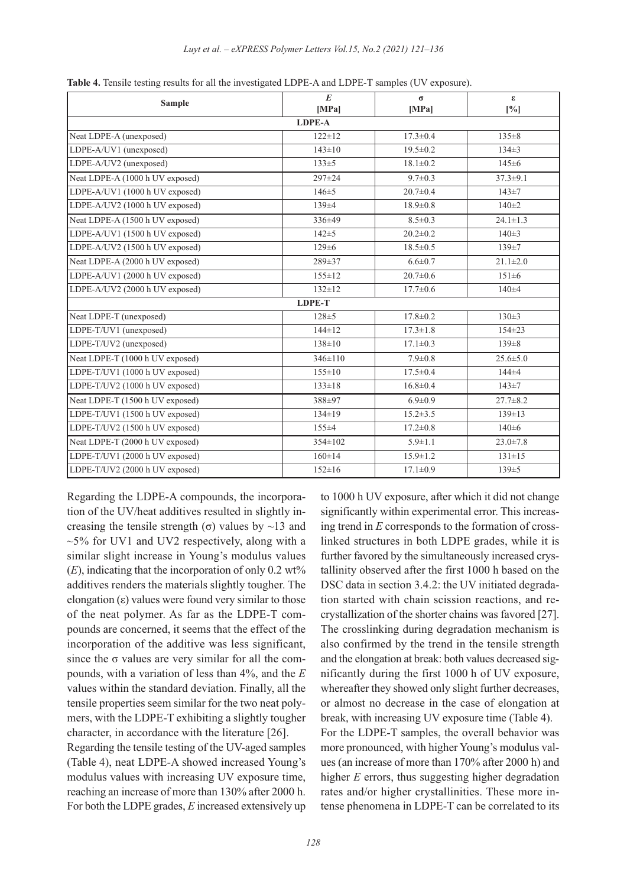**Table 4.** Tensile testing results for all the investigated LDPE-A and LDPE-T samples (UV exposure).

| Sample | $E$ [MPa] | σ [MPa] | ε [%] |
|---|---|---|---|
| **LDPE-A** | | | |
| Neat LDPE-A (unexposed) | 122±12 | 17.3±0.4 | 135±8 |
| LDPE-A/UV1 (unexposed) | 143±10 | 19.5±0.2 | 134±3 |
| LDPE-A/UV2 (unexposed) | 133±5 | 18.1±0.2 | 145±6 |
| Neat LDPE-A (1000 h UV exposed) | 297±24 | 9.7±0.3 | 37.3±9.1 |
| LDPE-A/UV1 (1000 h UV exposed) | 146±5 | 20.7±0.4 | 143±7 |
| LDPE-A/UV2 (1000 h UV exposed) | 139±4 | 18.9±0.8 | 140±2 |
| Neat LDPE-A (1500 h UV exposed) | 336±49 | 8.5±0.3 | 24.1±1.3 |
| LDPE-A/UV1 (1500 h UV exposed) | 142±5 | 20.2±0.2 | 140±3 |
| LDPE-A/UV2 (1500 h UV exposed) | 129±6 | 18.5±0.5 | 139±7 |
| Neat LDPE-A (2000 h UV exposed) | 289±37 | 6.6±0.7 | 21.1±2.0 |
| LDPE-A/UV1 (2000 h UV exposed) | 155±12 | 20.7±0.6 | 151±6 |
| LDPE-A/UV2 (2000 h UV exposed) | 132±12 | 17.7±0.6 | 140±4 |
| **LDPE-T** | | | |
| Neat LDPE-T (unexposed) | 128±5 | 17.8±0.2 | 130±3 |
| LDPE-T/UV1 (unexposed) | 144±12 | 17.3±1.8 | 154±23 |
| LDPE-T/UV2 (unexposed) | 138±10 | 17.1±0.3 | 139±8 |
| Neat LDPE-T (1000 h UV exposed) | 346±110 | 7.9±0.8 | 25.6±5.0 |
| LDPE-T/UV1 (1000 h UV exposed) | 155±10 | 17.5±0.4 | 144±4 |
| LDPE-T/UV2 (1000 h UV exposed) | 133±18 | 16.8±0.4 | 143±7 |
| Neat LDPE-T (1500 h UV exposed) | 388±97 | 6.9±0.9 | 27.7±8.2 |
| LDPE-T/UV1 (1500 h UV exposed) | 134±19 | 15.2±3.5 | 139±13 |
| LDPE-T/UV2 (1500 h UV exposed) | 155±4 | 17.2±0.8 | 140±6 |
| Neat LDPE-T (2000 h UV exposed) | 354±102 | 5.9±1.1 | 23.0±7.8 |
| LDPE-T/UV1 (2000 h UV exposed) | 160±14 | 15.9±1.2 | 131±15 |
| LDPE-T/UV2 (2000 h UV exposed) | 152±16 | 17.1±0.9 | 139±5 |

Regarding the LDPE-A compounds, the incorporation of the UV/heat additives resulted in slightly increasing the tensile strength (σ) values by ~13 and ~5% for UV1 and UV2 respectively, along with a similar slight increase in Young's modulus values ($E$), indicating that the incorporation of only 0.2 wt% additives renders the materials slightly tougher. The elongation (ε) values were found very similar to those of the neat polymer. As far as the LDPE-T compounds are concerned, it seems that the effect of the incorporation of the additive was less significant, since the σ values are very similar for all the compounds, with a variation of less than 4%, and the $E$ values within the standard deviation. Finally, all the tensile properties seem similar for the two neat polymers, with the LDPE-T exhibiting a slightly tougher character, in accordance with the literature [26].

Regarding the tensile testing of the UV-aged samples (Table 4), neat LDPE-A showed increased Young's modulus values with increasing UV exposure time, reaching an increase of more than 130% after 2000 h. For both the LDPE grades, $E$ increased extensively up to 1000 h UV exposure, after which it did not change significantly within experimental error. This increasing trend in $E$ corresponds to the formation of crosslinked structures in both LDPE grades, while it is further favored by the simultaneously increased crystallinity observed after the first 1000 h based on the DSC data in section 3.4.2: the UV initiated degradation started with chain scission reactions, and recrystallization of the shorter chains was favored [27]. The crosslinking during degradation mechanism is also confirmed by the trend in the tensile strength and the elongation at break: both values decreased significantly during the first 1000 h of UV exposure, whereafter they showed only slight further decreases, or almost no decrease in the case of elongation at break, with increasing UV exposure time (Table 4).

For the LDPE-T samples, the overall behavior was more pronounced, with higher Young's modulus values (an increase of more than 170% after 2000 h) and higher $E$ errors, thus suggesting higher degradation rates and/or higher crystallinities. These more intense phenomena in LDPE-T can be correlated to its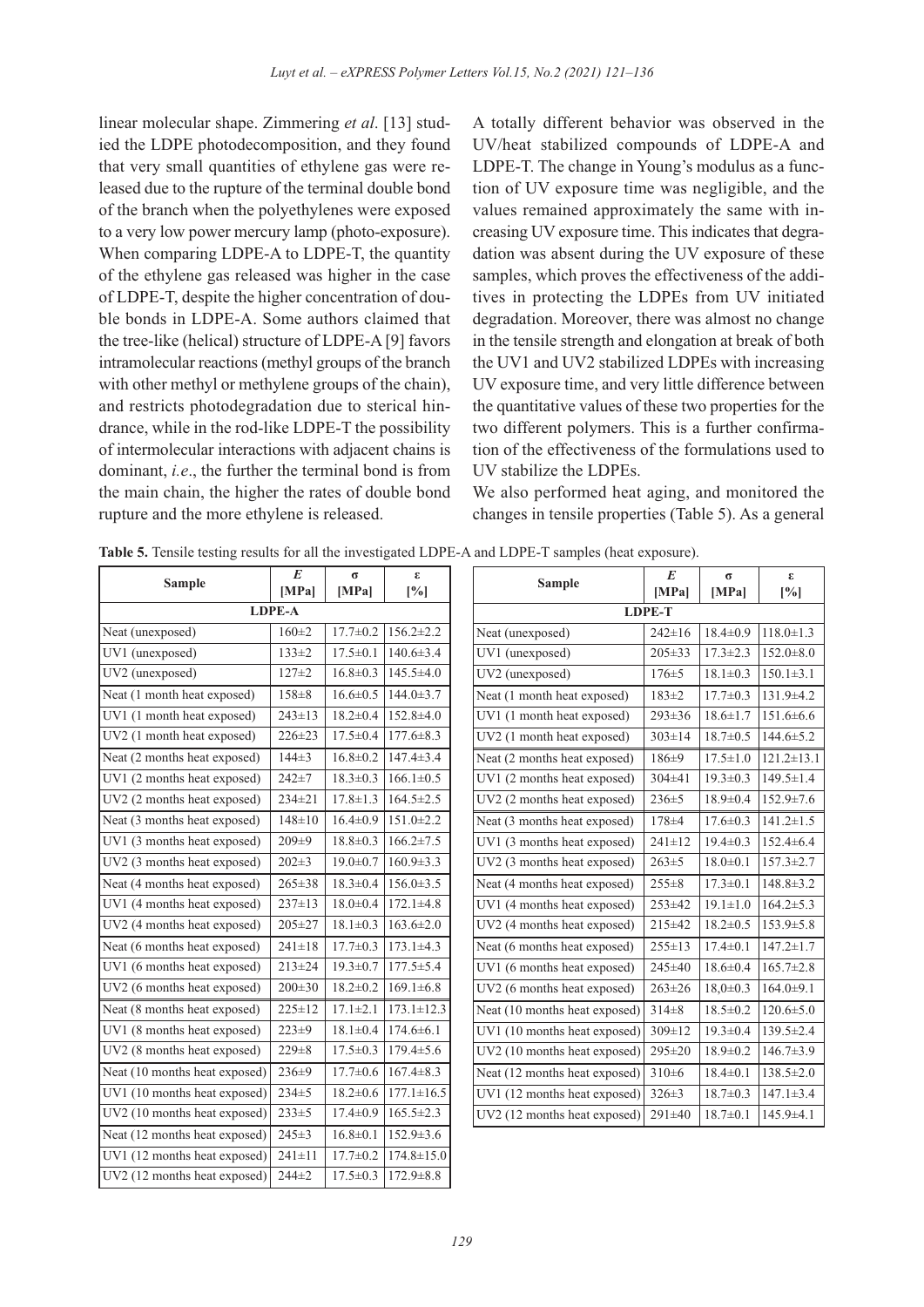linear molecular shape. Zimmering *et al*. [13] studied the LDPE photodecomposition, and they found that very small quantities of ethylene gas were released due to the rupture of the terminal double bond of the branch when the polyethylenes were exposed to a very low power mercury lamp (photo-exposure). When comparing LDPE-A to LDPE-T, the quantity of the ethylene gas released was higher in the case of LDPE-T, despite the higher concentration of double bonds in LDPE-A. Some authors claimed that the tree-like (helical) structure of LDPE-A [9] favors intramolecular reactions (methyl groups of the branch with other methyl or methylene groups of the chain), and restricts photodegradation due to sterical hindrance, while in the rod-like LDPE-T the possibility of intermolecular interactions with adjacent chains is dominant, *i.e*., the further the terminal bond is from the main chain, the higher the rates of double bond rupture and the more ethylene is released.

A totally different behavior was observed in the UV/heat stabilized compounds of LDPE-A and LDPE-T. The change in Young's modulus as a function of UV exposure time was negligible, and the values remained approximately the same with increasing UV exposure time. This indicates that degradation was absent during the UV exposure of these samples, which proves the effectiveness of the additives in protecting the LDPEs from UV initiated degradation. Moreover, there was almost no change in the tensile strength and elongation at break of both the UV1 and UV2 stabilized LDPEs with increasing UV exposure time, and very little difference between the quantitative values of these two properties for the two different polymers. This is a further confirmation of the effectiveness of the formulations used to UV stabilize the LDPEs.

We also performed heat aging, and monitored the changes in tensile properties (Table 5). As a general

**Table 5.** Tensile testing results for all the investigated LDPE-A and LDPE-T samples (heat exposure).

| Sample | $E$ [MPa] | $\sigma$ [MPa] | $\varepsilon$ [%] |
|---|---|---|---|
| **LDPE-A** | | | |
| Neat (unexposed) | 160±2 | 17.7±0.2 | 156.2±2.2 |
| UV1 (unexposed) | 133±2 | 17.5±0.1 | 140.6±3.4 |
| UV2 (unexposed) | 127±2 | 16.8±0.3 | 145.5±4.0 |
| Neat (1 month heat exposed) | 158±8 | 16.6±0.5 | 144.0±3.7 |
| UV1 (1 month heat exposed) | 243±13 | 18.2±0.4 | 152.8±4.0 |
| UV2 (1 month heat exposed) | 226±23 | 17.5±0.4 | 177.6±8.3 |
| Neat (2 months heat exposed) | 144±3 | 16.8±0.2 | 147.4±3.4 |
| UV1 (2 months heat exposed) | 242±7 | 18.3±0.3 | 166.1±0.5 |
| UV2 (2 months heat exposed) | 234±21 | 17.8±1.3 | 164.5±2.5 |
| Neat (3 months heat exposed) | 148±10 | 16.4±0.9 | 151.0±2.2 |
| UV1 (3 months heat exposed) | 209±9 | 18.8±0.3 | 166.2±7.5 |
| UV2 (3 months heat exposed) | 202±3 | 19.0±0.7 | 160.9±3.3 |
| Neat (4 months heat exposed) | 265±38 | 18.3±0.4 | 156.0±3.5 |
| UV1 (4 months heat exposed) | 237±13 | 18.0±0.4 | 172.1±4.8 |
| UV2 (4 months heat exposed) | 205±27 | 18.1±0.3 | 163.6±2.0 |
| Neat (6 months heat exposed) | 241±18 | 17.7±0.3 | 173.1±4.3 |
| UV1 (6 months heat exposed) | 213±24 | 19.3±0.7 | 177.5±5.4 |
| UV2 (6 months heat exposed) | 200±30 | 18.2±0.2 | 169.1±6.8 |
| Neat (8 months heat exposed) | 225±12 | 17.1±2.1 | 173.1±12.3 |
| UV1 (8 months heat exposed) | 223±9 | 18.1±0.4 | 174.6±6.1 |
| UV2 (8 months heat exposed) | 229±8 | 17.5±0.3 | 179.4±5.6 |
| Neat (10 months heat exposed) | 236±9 | 17.7±0.6 | 167.4±8.3 |
| UV1 (10 months heat exposed) | 234±5 | 18.2±0.6 | 177.1±16.5 |
| UV2 (10 months heat exposed) | 233±5 | 17.4±0.9 | 165.5±2.3 |
| Neat (12 months heat exposed) | 245±3 | 16.8±0.1 | 152.9±3.6 |
| UV1 (12 months heat exposed) | 241±11 | 17.7±0.2 | 174.8±15.0 |
| UV2 (12 months heat exposed) | 244±2 | 17.5±0.3 | 172.9±8.8 |

| Sample | $E$ [MPa] | $\sigma$ [MPa] | $\varepsilon$ [%] |
|---|---|---|---|
| **LDPE-T** | | | |
| Neat (unexposed) | 242±16 | 18.4±0.9 | 118.0±1.3 |
| UV1 (unexposed) | 205±33 | 17.3±2.3 | 152.0±8.0 |
| UV2 (unexposed) | 176±5 | 18.1±0.3 | 150.1±3.1 |
| Neat (1 month heat exposed) | 183±2 | 17.7±0.3 | 131.9±4.2 |
| UV1 (1 month heat exposed) | 293±36 | 18.6±1.7 | 151.6±6.6 |
| UV2 (1 month heat exposed) | 303±14 | 18.7±0.5 | 144.6±5.2 |
| Neat (2 months heat exposed) | 186±9 | 17.5±1.0 | 121.2±13.1 |
| UV1 (2 months heat exposed) | 304±41 | 19.3±0.3 | 149.5±1.4 |
| UV2 (2 months heat exposed) | 236±5 | 18.9±0.4 | 152.9±7.6 |
| Neat (3 months heat exposed) | 178±4 | 17.6±0.3 | 141.2±1.5 |
| UV1 (3 months heat exposed) | 241±12 | 19.4±0.3 | 152.4±6.4 |
| UV2 (3 months heat exposed) | 263±5 | 18.0±0.1 | 157.3±2.7 |
| Neat (4 months heat exposed) | 255±8 | 17.3±0.1 | 148.8±3.2 |
| UV1 (4 months heat exposed) | 253±42 | 19.1±1.0 | 164.2±5.3 |
| UV2 (4 months heat exposed) | 215±42 | 18.2±0.5 | 153.9±5.8 |
| Neat (6 months heat exposed) | 255±13 | 17.4±0.1 | 147.2±1.7 |
| UV1 (6 months heat exposed) | 245±40 | 18.6±0.4 | 165.7±2.8 |
| UV2 (6 months heat exposed) | 263±26 | 18,0±0.3 | 164.0±9.1 |
| Neat (10 months heat exposed) | 314±8 | 18.5±0.2 | 120.6±5.0 |
| UV1 (10 months heat exposed) | 309±12 | 19.3±0.4 | 139.5±2.4 |
| UV2 (10 months heat exposed) | 295±20 | 18.9±0.2 | 146.7±3.9 |
| Neat (12 months heat exposed) | 310±6 | 18.4±0.1 | 138.5±2.0 |
| UV1 (12 months heat exposed) | 326±3 | 18.7±0.3 | 147.1±3.4 |
| UV2 (12 months heat exposed) | 291±40 | 18.7±0.1 | 145.9±4.1 |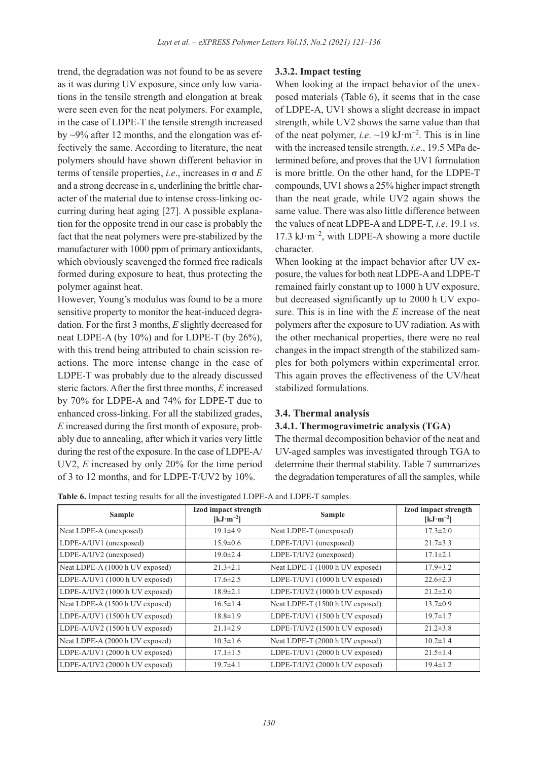trend, the degradation was not found to be as severe as it was during UV exposure, since only low variations in the tensile strength and elongation at break were seen even for the neat polymers. For example, in the case of LDPE-T the tensile strength increased by ~9% after 12 months, and the elongation was effectively the same. According to literature, the neat polymers should have shown different behavior in terms of tensile properties, *i.e*., increases in σ and $E$ and a strong decrease in ε, underlining the brittle character of the material due to intense cross-linking occurring during heat aging [27]. A possible explanation for the opposite trend in our case is probably the fact that the neat polymers were pre-stabilized by the manufacturer with 1000 ppm of primary antioxidants, which obviously scavenged the formed free radicals formed during exposure to heat, thus protecting the polymer against heat.

However, Young's modulus was found to be a more sensitive property to monitor the heat-induced degradation. For the first 3 months, $E$ slightly decreased for neat LDPE-A (by 10%) and for LDPE-T (by 26%), with this trend being attributed to chain scission reactions. The more intense change in the case of LDPE-T was probably due to the already discussed steric factors. After the first three months, $E$ increased by 70% for LDPE-A and 74% for LDPE-T due to enhanced cross-linking. For all the stabilized grades, $E$ increased during the first month of exposure, probably due to annealing, after which it varies very little during the rest of the exposure. In the case of LDPE-A/UV2, $E$ increased by only 20% for the time period of 3 to 12 months, and for LDPE-T/UV2 by 10%.

### 3.3.2. Impact testing

When looking at the impact behavior of the unexposed materials (Table 6), it seems that in the case of LDPE-A, UV1 shows a slight decrease in impact strength, while UV2 shows the same value than that of the neat polymer, *i.e*. ~19 kJ·m$^{-2}$. This is in line with the increased tensile strength, *i.e*., 19.5 MPa determined before, and proves that the UV1 formulation is more brittle. On the other hand, for the LDPE-T compounds, UV1 shows a 25% higher impact strength than the neat grade, while UV2 again shows the same value. There was also little difference between the values of neat LDPE-A and LDPE-T, *i.e*. 19.1 *vs.* 17.3 kJ·m$^{-2}$, with LDPE-A showing a more ductile character.

When looking at the impact behavior after UV exposure, the values for both neat LDPE-A and LDPE-T remained fairly constant up to 1000 h UV exposure, but decreased significantly up to 2000 h UV exposure. This is in line with the $E$ increase of the neat polymers after the exposure to UV radiation. As with the other mechanical properties, there were no real changes in the impact strength of the stabilized samples for both polymers within experimental error. This again proves the effectiveness of the UV/heat stabilized formulations.

## 3.4. Thermal analysis

### 3.4.1. Thermogravimetric analysis (TGA)

The thermal decomposition behavior of the neat and UV-aged samples was investigated through TGA to determine their thermal stability. Table 7 summarizes the degradation temperatures of all the samples, while

**Table 6.** Impact testing results for all the investigated LDPE-A and LDPE-T samples.

| Sample | Izod impact strength [kJ·m$^{-2}$] | Sample | Izod impact strength [kJ·m$^{-2}$] |
|---|---|---|---|
| Neat LDPE-A (unexposed) | 19.1±4.9 | Neat LDPE-T (unexposed) | 17.3±2.0 |
| LDPE-A/UV1 (unexposed) | 15.9±0.6 | LDPE-T/UV1 (unexposed) | 21.7±3.3 |
| LDPE-A/UV2 (unexposed) | 19.0±2.4 | LDPE-T/UV2 (unexposed) | 17.1±2.1 |
| Neat LDPE-A (1000 h UV exposed) | 21.3±2.1 | Neat LDPE-T (1000 h UV exposed) | 17.9±3.2 |
| LDPE-A/UV1 (1000 h UV exposed) | 17.6±2.5 | LDPE-T/UV1 (1000 h UV exposed) | 22.6±2.3 |
| LDPE-A/UV2 (1000 h UV exposed) | 18.9±2.1 | LDPE-T/UV2 (1000 h UV exposed) | 21.2±2.0 |
| Neat LDPE-A (1500 h UV exposed) | 16.5±1.4 | Neat LDPE-T (1500 h UV exposed) | 13.7±0.9 |
| LDPE-A/UV1 (1500 h UV exposed) | 18.8±1.9 | LDPE-T/UV1 (1500 h UV exposed) | 19.7±1.7 |
| LDPE-A/UV2 (1500 h UV exposed) | 21.1±2.9 | LDPE-T/UV2 (1500 h UV exposed) | 21.2±3.8 |
| Neat LDPE-A (2000 h UV exposed) | 10.3±1.6 | Neat LDPE-T (2000 h UV exposed) | 10.2±1.4 |
| LDPE-A/UV1 (2000 h UV exposed) | 17.1±1.5 | LDPE-T/UV1 (2000 h UV exposed) | 21.5±1.4 |
| LDPE-A/UV2 (2000 h UV exposed) | 19.7±4.1 | LDPE-T/UV2 (2000 h UV exposed) | 19.4±1.2 |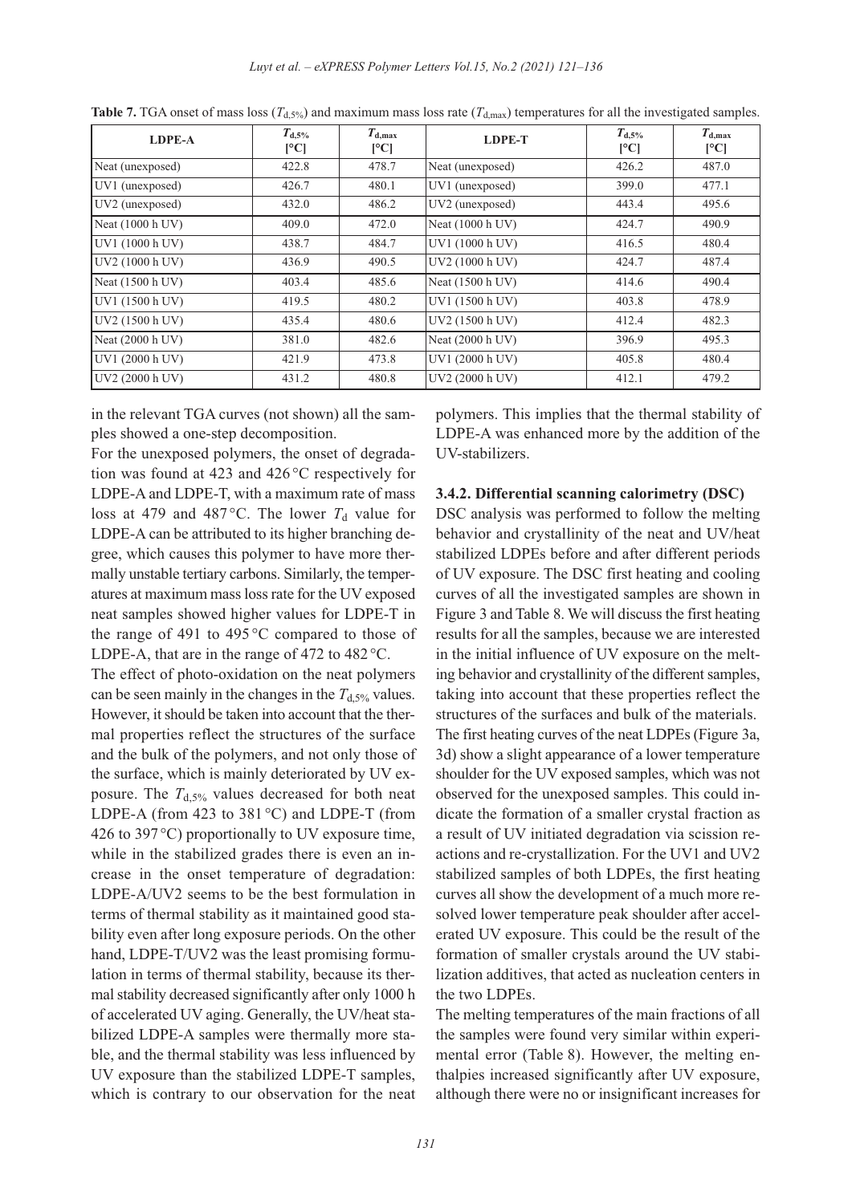**Table 7.** TGA onset of mass loss ($T_{d,5\%}$) and maximum mass loss rate ($T_{d,max}$) temperatures for all the investigated samples.

| LDPE-A | $T_{d,5\%}$ [°C] | $T_{d,max}$ [°C] | LDPE-T | $T_{d,5\%}$ [°C] | $T_{d,max}$ [°C] |
|---|---|---|---|---|---|
| Neat (unexposed) | 422.8 | 478.7 | Neat (unexposed) | 426.2 | 487.0 |
| UV1 (unexposed) | 426.7 | 480.1 | UV1 (unexposed) | 399.0 | 477.1 |
| UV2 (unexposed) | 432.0 | 486.2 | UV2 (unexposed) | 443.4 | 495.6 |
| Neat (1000 h UV) | 409.0 | 472.0 | Neat (1000 h UV) | 424.7 | 490.9 |
| UV1 (1000 h UV) | 438.7 | 484.7 | UV1 (1000 h UV) | 416.5 | 480.4 |
| UV2 (1000 h UV) | 436.9 | 490.5 | UV2 (1000 h UV) | 424.7 | 487.4 |
| Neat (1500 h UV) | 403.4 | 485.6 | Neat (1500 h UV) | 414.6 | 490.4 |
| UV1 (1500 h UV) | 419.5 | 480.2 | UV1 (1500 h UV) | 403.8 | 478.9 |
| UV2 (1500 h UV) | 435.4 | 480.6 | UV2 (1500 h UV) | 412.4 | 482.3 |
| Neat (2000 h UV) | 381.0 | 482.6 | Neat (2000 h UV) | 396.9 | 495.3 |
| UV1 (2000 h UV) | 421.9 | 473.8 | UV1 (2000 h UV) | 405.8 | 480.4 |
| UV2 (2000 h UV) | 431.2 | 480.8 | UV2 (2000 h UV) | 412.1 | 479.2 |

in the relevant TGA curves (not shown) all the samples showed a one-step decomposition.

For the unexposed polymers, the onset of degradation was found at 423 and 426 °C respectively for LDPE-A and LDPE-T, with a maximum rate of mass loss at 479 and 487 °C. The lower $T_d$ value for LDPE-A can be attributed to its higher branching degree, which causes this polymer to have more thermally unstable tertiary carbons. Similarly, the temperatures at maximum mass loss rate for the UV exposed neat samples showed higher values for LDPE-T in the range of 491 to 495 °C compared to those of LDPE-A, that are in the range of 472 to 482 °C.

The effect of photo-oxidation on the neat polymers can be seen mainly in the changes in the $T_{d,5\%}$ values. However, it should be taken into account that the thermal properties reflect the structures of the surface and the bulk of the polymers, and not only those of the surface, which is mainly deteriorated by UV exposure. The $T_{d,5\%}$ values decreased for both neat LDPE-A (from 423 to 381 °C) and LDPE-T (from 426 to 397 °C) proportionally to UV exposure time, while in the stabilized grades there is even an increase in the onset temperature of degradation: LDPE-A/UV2 seems to be the best formulation in terms of thermal stability as it maintained good stability even after long exposure periods. On the other hand, LDPE-T/UV2 was the least promising formulation in terms of thermal stability, because its thermal stability decreased significantly after only 1000 h of accelerated UV aging. Generally, the UV/heat stabilized LDPE-A samples were thermally more stable, and the thermal stability was less influenced by UV exposure than the stabilized LDPE-T samples, which is contrary to our observation for the neat polymers. This implies that the thermal stability of LDPE-A was enhanced more by the addition of the UV-stabilizers.

### 3.4.2. Differential scanning calorimetry (DSC)

DSC analysis was performed to follow the melting behavior and crystallinity of the neat and UV/heat stabilized LDPEs before and after different periods of UV exposure. The DSC first heating and cooling curves of all the investigated samples are shown in Figure 3 and Table 8. We will discuss the first heating results for all the samples, because we are interested in the initial influence of UV exposure on the melting behavior and crystallinity of the different samples, taking into account that these properties reflect the structures of the surfaces and bulk of the materials.

The first heating curves of the neat LDPEs (Figure 3a, 3d) show a slight appearance of a lower temperature shoulder for the UV exposed samples, which was not observed for the unexposed samples. This could indicate the formation of a smaller crystal fraction as a result of UV initiated degradation via scission reactions and re-crystallization. For the UV1 and UV2 stabilized samples of both LDPEs, the first heating curves all show the development of a much more resolved lower temperature peak shoulder after accelerated UV exposure. This could be the result of the formation of smaller crystals around the UV stabilization additives, that acted as nucleation centers in the two LDPEs.

The melting temperatures of the main fractions of all the samples were found very similar within experimental error (Table 8). However, the melting enthalpies increased significantly after UV exposure, although there were no or insignificant increases for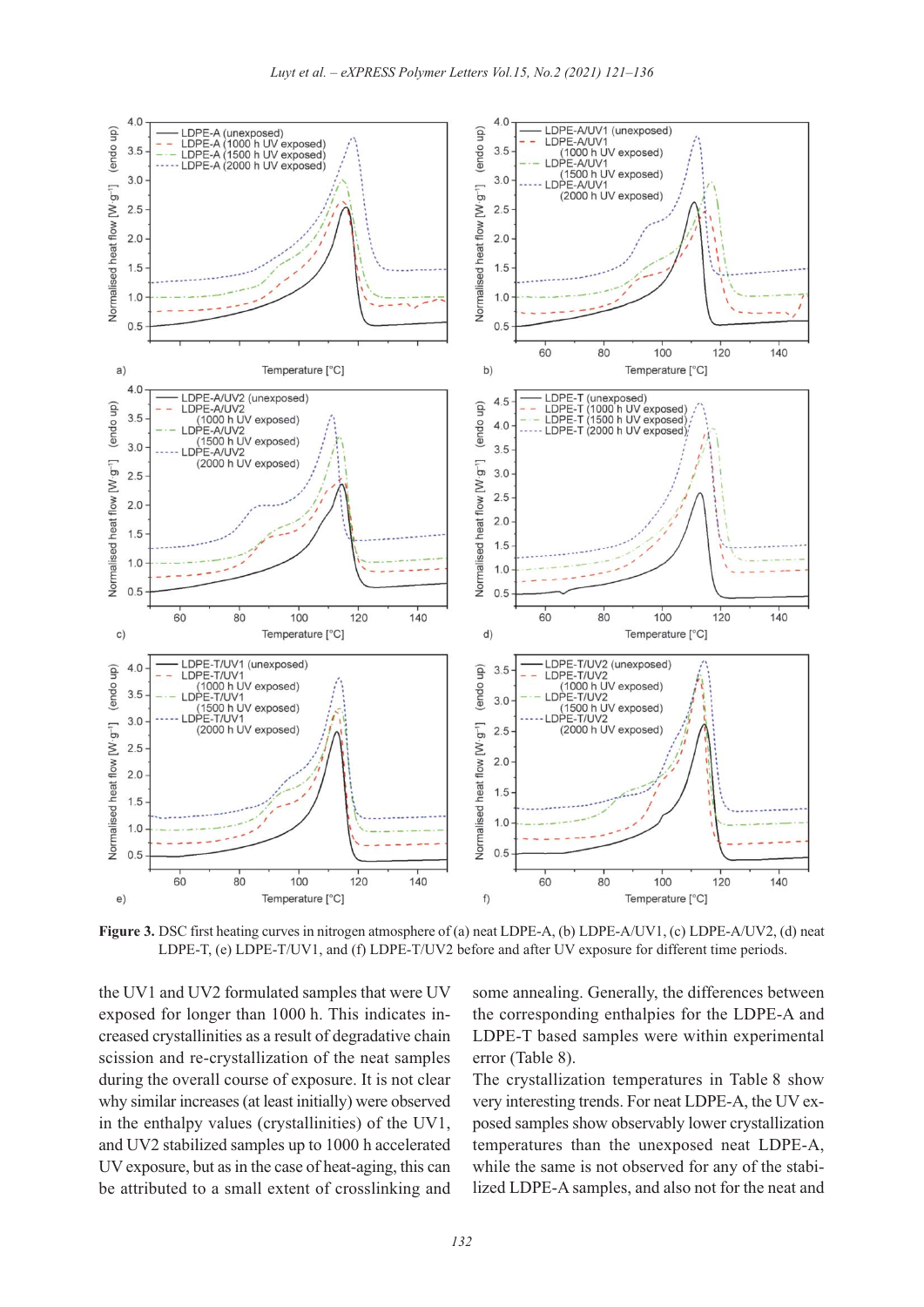**Figure 3.** DSC first heating curves in nitrogen atmosphere of (a) neat LDPE-A, (b) LDPE-A/UV1, (c) LDPE-A/UV2, (d) neat LDPE-T, (e) LDPE-T/UV1, and (f) LDPE-T/UV2 before and after UV exposure for different time periods.

the UV1 and UV2 formulated samples that were UV exposed for longer than 1000 h. This indicates increased crystallinities as a result of degradative chain scission and re-crystallization of the neat samples during the overall course of exposure. It is not clear why similar increases (at least initially) were observed in the enthalpy values (crystallinities) of the UV1, and UV2 stabilized samples up to 1000 h accelerated UV exposure, but as in the case of heat-aging, this can be attributed to a small extent of crosslinking and some annealing. Generally, the differences between the corresponding enthalpies for the LDPE-A and LDPE-T based samples were within experimental error (Table 8).

The crystallization temperatures in Table 8 show very interesting trends. For neat LDPE-A, the UV exposed samples show observably lower crystallization temperatures than the unexposed neat LDPE-A, while the same is not observed for any of the stabilized LDPE-A samples, and also not for the neat and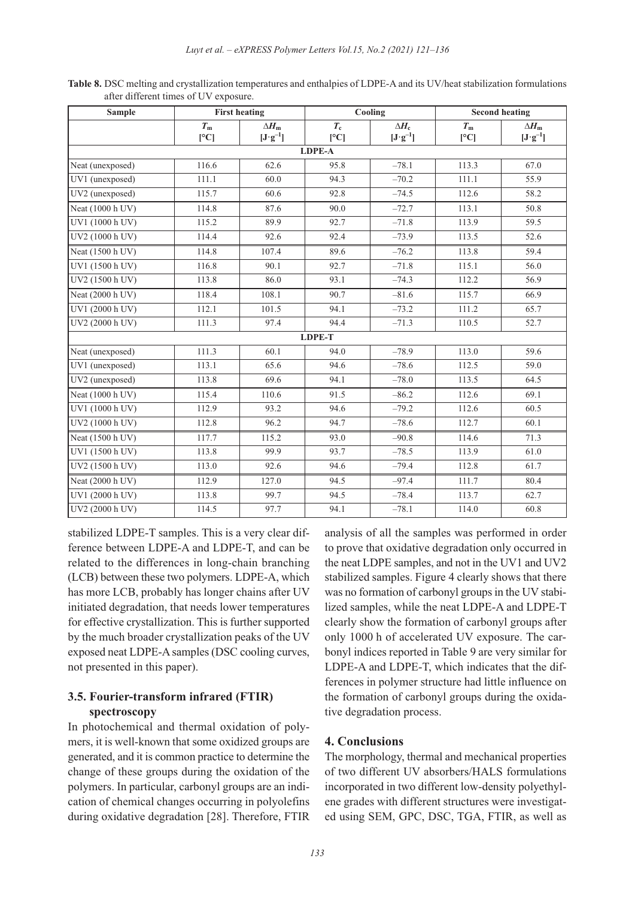**Table 8.** DSC melting and crystallization temperatures and enthalpies of LDPE-A and its UV/heat stabilization formulations after different times of UV exposure.

| Sample | First heating | | Cooling | | Second heating | |
|---|---|---|---|---|---|---|
| | $T_m$ [°C] | $\Delta H_m$ [J·g$^{-1}$] | $T_c$ [°C] | $\Delta H_c$ [J·g$^{-1}$] | $T_m$ [°C] | $\Delta H_m$ [J·g$^{-1}$] |
| **LDPE-A** | | | | | | |
| Neat (unexposed) | 116.6 | 62.6 | 95.8 | –78.1 | 113.3 | 67.0 |
| UV1 (unexposed) | 111.1 | 60.0 | 94.3 | –70.2 | 111.1 | 55.9 |
| UV2 (unexposed) | 115.7 | 60.6 | 92.8 | –74.5 | 112.6 | 58.2 |
| Neat (1000 h UV) | 114.8 | 87.6 | 90.0 | –72.7 | 113.1 | 50.8 |
| UV1 (1000 h UV) | 115.2 | 89.9 | 92.7 | –71.8 | 113.9 | 59.5 |
| UV2 (1000 h UV) | 114.4 | 92.6 | 92.4 | –73.9 | 113.5 | 52.6 |
| Neat (1500 h UV) | 114.8 | 107.4 | 89.6 | –76.2 | 113.8 | 59.4 |
| UV1 (1500 h UV) | 116.8 | 90.1 | 92.7 | –71.8 | 115.1 | 56.0 |
| UV2 (1500 h UV) | 113.8 | 86.0 | 93.1 | –74.3 | 112.2 | 56.9 |
| Neat (2000 h UV) | 118.4 | 108.1 | 90.7 | –81.6 | 115.7 | 66.9 |
| UV1 (2000 h UV) | 112.1 | 101.5 | 94.1 | –73.2 | 111.2 | 65.7 |
| UV2 (2000 h UV) | 111.3 | 97.4 | 94.4 | –71.3 | 110.5 | 52.7 |
| **LDPE-T** | | | | | | |
| Neat (unexposed) | 111.3 | 60.1 | 94.0 | –78.9 | 113.0 | 59.6 |
| UV1 (unexposed) | 113.1 | 65.6 | 94.6 | –78.6 | 112.5 | 59.0 |
| UV2 (unexposed) | 113.8 | 69.6 | 94.1 | –78.0 | 113.5 | 64.5 |
| Neat (1000 h UV) | 115.4 | 110.6 | 91.5 | –86.2 | 112.6 | 69.1 |
| UV1 (1000 h UV) | 112.9 | 93.2 | 94.6 | –79.2 | 112.6 | 60.5 |
| UV2 (1000 h UV) | 112.8 | 96.2 | 94.7 | –78.6 | 112.7 | 60.1 |
| Neat (1500 h UV) | 117.7 | 115.2 | 93.0 | –90.8 | 114.6 | 71.3 |
| UV1 (1500 h UV) | 113.8 | 99.9 | 93.7 | –78.5 | 113.9 | 61.0 |
| UV2 (1500 h UV) | 113.0 | 92.6 | 94.6 | –79.4 | 112.8 | 61.7 |
| Neat (2000 h UV) | 112.9 | 127.0 | 94.5 | –97.4 | 111.7 | 80.4 |
| UV1 (2000 h UV) | 113.8 | 99.7 | 94.5 | –78.4 | 113.7 | 62.7 |
| UV2 (2000 h UV) | 114.5 | 97.7 | 94.1 | –78.1 | 114.0 | 60.8 |

stabilized LDPE-T samples. This is a very clear difference between LDPE-A and LDPE-T, and can be related to the differences in long-chain branching (LCB) between these two polymers. LDPE-A, which has more LCB, probably has longer chains after UV initiated degradation, that needs lower temperatures for effective crystallization. This is further supported by the much broader crystallization peaks of the UV exposed neat LDPE-A samples (DSC cooling curves, not presented in this paper).

### 3.5. Fourier-transform infrared (FTIR) spectroscopy

In photochemical and thermal oxidation of polymers, it is well-known that some oxidized groups are generated, and it is common practice to determine the change of these groups during the oxidation of the polymers. In particular, carbonyl groups are an indication of chemical changes occurring in polyolefins during oxidative degradation [28]. Therefore, FTIR analysis of all the samples was performed in order to prove that oxidative degradation only occurred in the neat LDPE samples, and not in the UV1 and UV2 stabilized samples. Figure 4 clearly shows that there was no formation of carbonyl groups in the UV stabilized samples, while the neat LDPE-A and LDPE-T clearly show the formation of carbonyl groups after only 1000 h of accelerated UV exposure. The carbonyl indices reported in Table 9 are very similar for LDPE-A and LDPE-T, which indicates that the differences in polymer structure had little influence on the formation of carbonyl groups during the oxidative degradation process.

## 4. Conclusions

The morphology, thermal and mechanical properties of two different UV absorbers/HALS formulations incorporated in two different low-density polyethylene grades with different structures were investigated using SEM, GPC, DSC, TGA, FTIR, as well as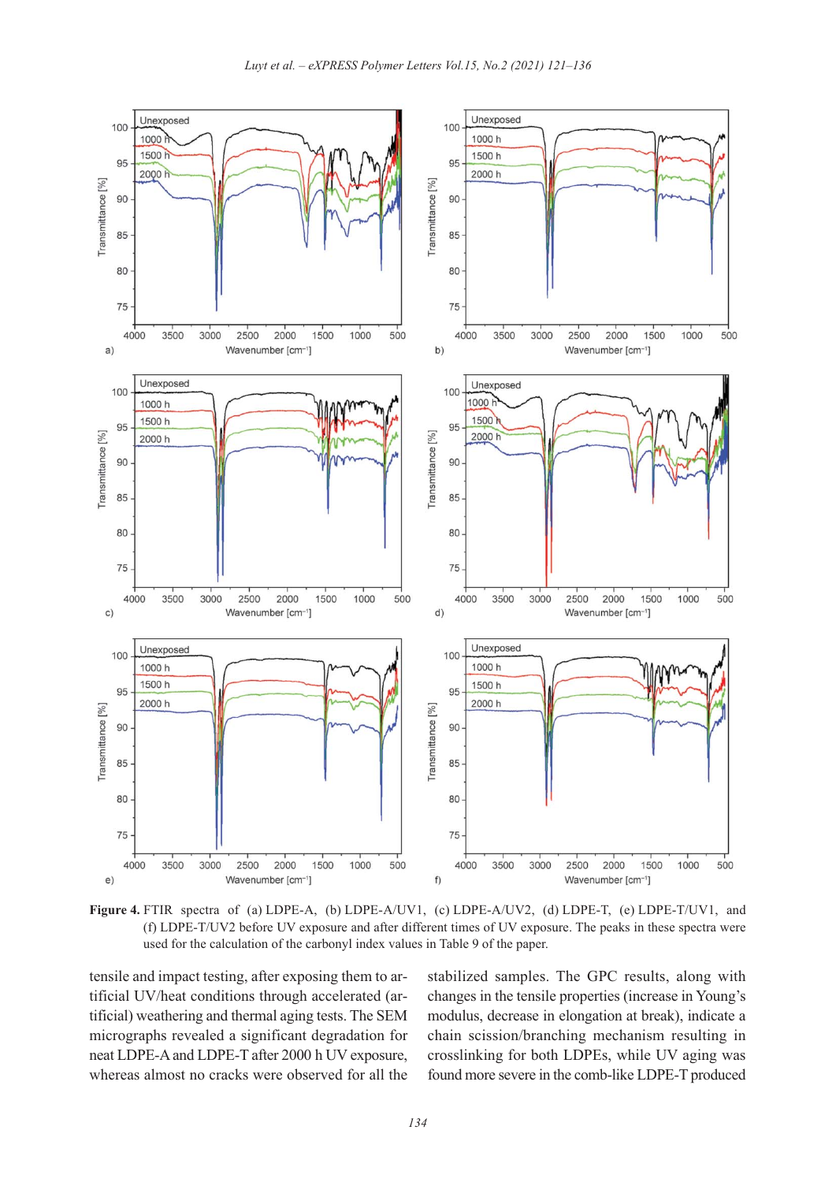**Figure 4.** FTIR spectra of (a) LDPE-A, (b) LDPE-A/UV1, (c) LDPE-A/UV2, (d) LDPE-T, (e) LDPE-T/UV1, and (f) LDPE-T/UV2 before UV exposure and after different times of UV exposure. The peaks in these spectra were used for the calculation of the carbonyl index values in Table 9 of the paper.

tensile and impact testing, after exposing them to artificial UV/heat conditions through accelerated (artificial) weathering and thermal aging tests. The SEM micrographs revealed a significant degradation for neat LDPE-A and LDPE-T after 2000 h UV exposure, whereas almost no cracks were observed for all the stabilized samples. The GPC results, along with changes in the tensile properties (increase in Young's modulus, decrease in elongation at break), indicate a chain scission/branching mechanism resulting in crosslinking for both LDPEs, while UV aging was found more severe in the comb-like LDPE-T produced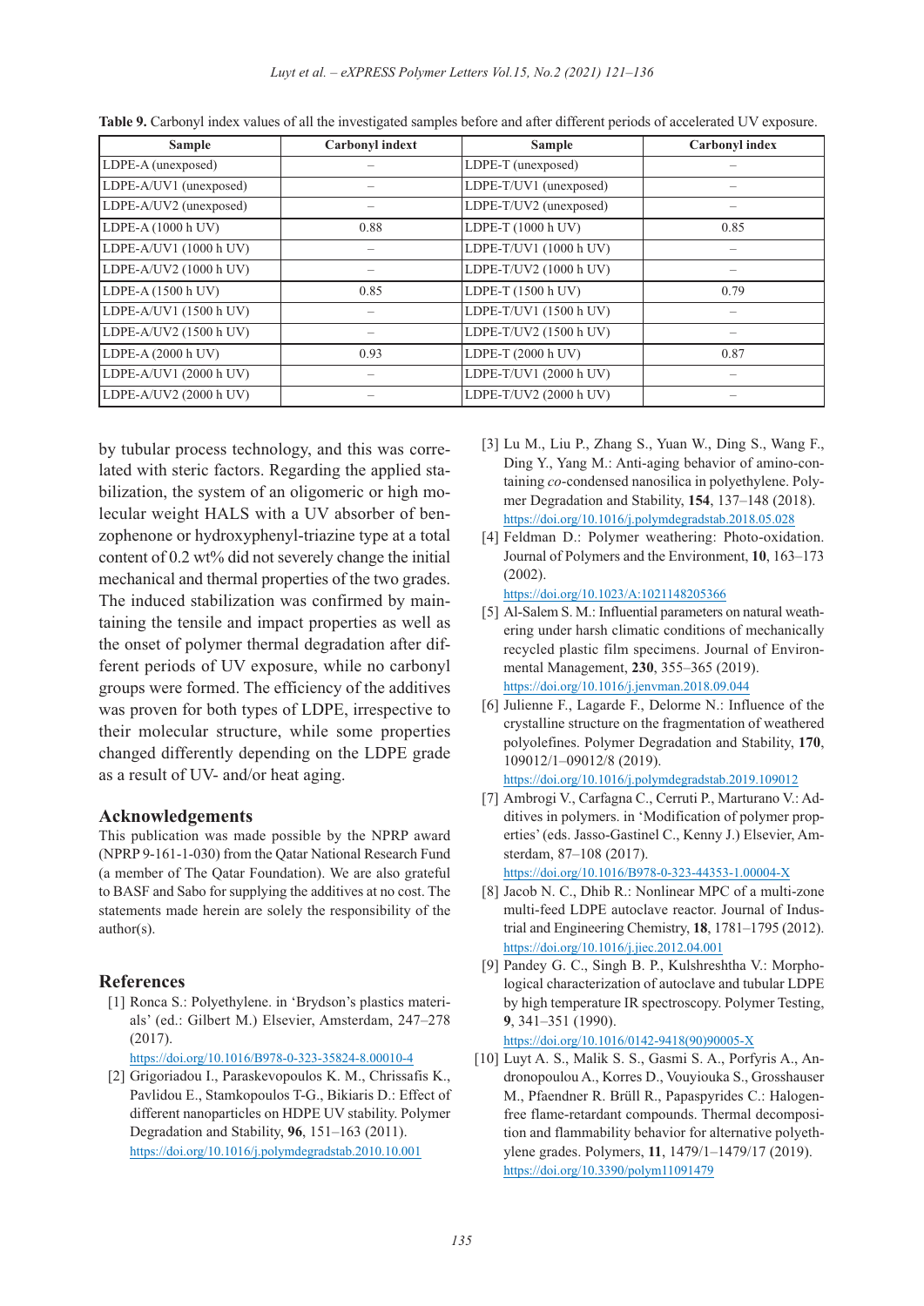**Table 9.** Carbonyl index values of all the investigated samples before and after different periods of accelerated UV exposure.

| Sample | Carbonyl indext | Sample | Carbonyl index |
|---|---|---|---|
| LDPE-A (unexposed) | – | LDPE-T (unexposed) | – |
| LDPE-A/UV1 (unexposed) | – | LDPE-T/UV1 (unexposed) | – |
| LDPE-A/UV2 (unexposed) | – | LDPE-T/UV2 (unexposed) | – |
| LDPE-A (1000 h UV) | 0.88 | LDPE-T (1000 h UV) | 0.85 |
| LDPE-A/UV1 (1000 h UV) | – | LDPE-T/UV1 (1000 h UV) | – |
| LDPE-A/UV2 (1000 h UV) | – | LDPE-T/UV2 (1000 h UV) | – |
| LDPE-A (1500 h UV) | 0.85 | LDPE-T (1500 h UV) | 0.79 |
| LDPE-A/UV1 (1500 h UV) | – | LDPE-T/UV1 (1500 h UV) | – |
| LDPE-A/UV2 (1500 h UV) | – | LDPE-T/UV2 (1500 h UV) | – |
| LDPE-A (2000 h UV) | 0.93 | LDPE-T (2000 h UV) | 0.87 |
| LDPE-A/UV1 (2000 h UV) | – | LDPE-T/UV1 (2000 h UV) | – |
| LDPE-A/UV2 (2000 h UV) | – | LDPE-T/UV2 (2000 h UV) | – |

by tubular process technology, and this was correlated with steric factors. Regarding the applied stabilization, the system of an oligomeric or high molecular weight HALS with a UV absorber of benzophenone or hydroxyphenyl-triazine type at a total content of 0.2 wt% did not severely change the initial mechanical and thermal properties of the two grades. The induced stabilization was confirmed by maintaining the tensile and impact properties as well as the onset of polymer thermal degradation after different periods of UV exposure, while no carbonyl groups were formed. The efficiency of the additives was proven for both types of LDPE, irrespective to their molecular structure, while some properties changed differently depending on the LDPE grade as a result of UV- and/or heat aging.

## Acknowledgements

This publication was made possible by the NPRP award (NPRP 9-161-1-030) from the Qatar National Research Fund (a member of The Qatar Foundation). We are also grateful to BASF and Sabo for supplying the additives at no cost. The statements made herein are solely the responsibility of the author(s).

## References

[1] Ronca S.: Polyethylene. in 'Brydson's plastics materials' (ed.: Gilbert M.) Elsevier, Amsterdam, 247–278 (2017).
https://doi.org/10.1016/B978-0-323-35824-8.00010-4

[2] Grigoriadou I., Paraskevopoulos K. M., Chrissafis K., Pavlidou E., Stamkopoulos T-G., Bikiaris D.: Effect of different nanoparticles on HDPE UV stability. Polymer Degradation and Stability, **96**, 151–163 (2011).
https://doi.org/10.1016/j.polymdegradstab.2010.10.001

[3] Lu M., Liu P., Zhang S., Yuan W., Ding S., Wang F., Ding Y., Yang M.: Anti-aging behavior of amino-containing *co*-condensed nanosilica in polyethylene. Polymer Degradation and Stability, **154**, 137–148 (2018).
https://doi.org/10.1016/j.polymdegradstab.2018.05.028

[4] Feldman D.: Polymer weathering: Photo-oxidation. Journal of Polymers and the Environment, **10**, 163–173 (2002).
https://doi.org/10.1023/A:1021148205366

[5] Al-Salem S. M.: Influential parameters on natural weathering under harsh climatic conditions of mechanically recycled plastic film specimens. Journal of Environmental Management, **230**, 355–365 (2019).
https://doi.org/10.1016/j.jenvman.2018.09.044

[6] Julienne F., Lagarde F., Delorme N.: Influence of the crystalline structure on the fragmentation of weathered polyolefines. Polymer Degradation and Stability, **170**, 109012/1–09012/8 (2019).
https://doi.org/10.1016/j.polymdegradstab.2019.109012

[7] Ambrogi V., Carfagna C., Cerruti P., Marturano V.: Additives in polymers. in 'Modification of polymer properties' (eds. Jasso-Gastinel C., Kenny J.) Elsevier, Amsterdam, 87–108 (2017).
https://doi.org/10.1016/B978-0-323-44353-1.00004-X

[8] Jacob N. C., Dhib R.: Nonlinear MPC of a multi-zone multi-feed LDPE autoclave reactor. Journal of Industrial and Engineering Chemistry, **18**, 1781–1795 (2012).
https://doi.org/10.1016/j.jiec.2012.04.001

[9] Pandey G. C., Singh B. P., Kulshreshtha V.: Morphological characterization of autoclave and tubular LDPE by high temperature IR spectroscopy. Polymer Testing, **9**, 341–351 (1990).
https://doi.org/10.1016/0142-9418(90)90005-X

[10] Luyt A. S., Malik S. S., Gasmi S. A., Porfyris A., Andronopoulou A., Korres D., Vouyiouka S., Grosshauser M., Pfaendner R. Brüll R., Papaspyrides C.: Halogen-free flame-retardant compounds. Thermal decomposition and flammability behavior for alternative polyethylene grades. Polymers, **11**, 1479/1–1479/17 (2019).
https://doi.org/10.3390/polym11091479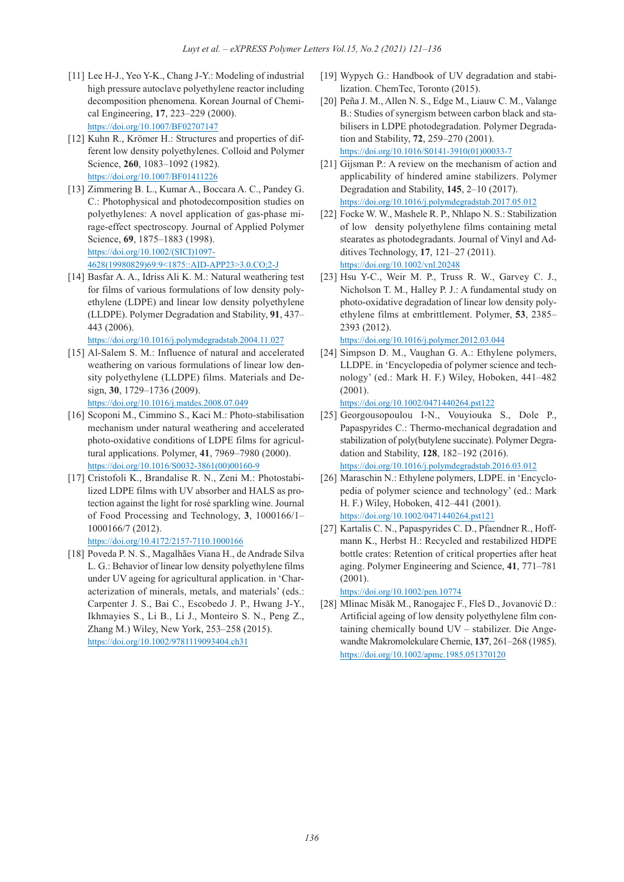[11] Lee H-J., Yeo Y-K., Chang J-Y.: Modeling of industrial high pressure autoclave polyethylene reactor including decomposition phenomena. Korean Journal of Chemical Engineering, **17**, 223–229 (2000). https://doi.org/10.1007/BF02707147

[12] Kuhn R., Krömer H.: Structures and properties of different low density polyethylenes. Colloid and Polymer Science, **260**, 1083–1092 (1982). https://doi.org/10.1007/BF01411226

[13] Zimmering B. L., Kumar A., Boccara A. C., Pandey G. C.: Photophysical and photodecomposition studies on polyethylenes: A novel application of gas-phase mirage-effect spectroscopy. Journal of Applied Polymer Science, **69**, 1875–1883 (1998). https://doi.org/10.1002/(SICI)1097-4628(19980829)69:9<1875::AID-APP23>3.0.CO;2-J

[14] Basfar A. A., Idriss Ali K. M.: Natural weathering test for films of various formulations of low density polyethylene (LDPE) and linear low density polyethylene (LLDPE). Polymer Degradation and Stability, **91**, 437–443 (2006). https://doi.org/10.1016/j.polymdegradstab.2004.11.027

[15] Al-Salem S. M.: Influence of natural and accelerated weathering on various formulations of linear low density polyethylene (LLDPE) films. Materials and Design, **30**, 1729–1736 (2009). https://doi.org/10.1016/j.matdes.2008.07.049

[16] Scoponi M., Cimmino S., Kaci M.: Photo-stabilisation mechanism under natural weathering and accelerated photo-oxidative conditions of LDPE films for agricultural applications. Polymer, **41**, 7969–7980 (2000). https://doi.org/10.1016/S0032-3861(00)00160-9

[17] Cristofoli K., Brandalise R. N., Zeni M.: Photostabilized LDPE films with UV absorber and HALS as protection against the light for rosé sparkling wine. Journal of Food Processing and Technology, **3**, 1000166/1–1000166/7 (2012). https://doi.org/10.4172/2157-7110.1000166

[18] Poveda P. N. S., Magalhães Viana H., de Andrade Silva L. G.: Behavior of linear low density polyethylene films under UV ageing for agricultural application. in 'Characterization of minerals, metals, and materials' (eds.: Carpenter J. S., Bai C., Escobedo J. P., Hwang J-Y., Ikhmayies S., Li B., Li J., Monteiro S. N., Peng Z., Zhang M.) Wiley, New York, 253–258 (2015). https://doi.org/10.1002/9781119093404.ch31

[19] Wypych G.: Handbook of UV degradation and stabilization. ChemTec, Toronto (2015).

[20] Peña J. M., Allen N. S., Edge M., Liauw C. M., Valange B.: Studies of synergism between carbon black and stabilisers in LDPE photodegradation. Polymer Degradation and Stability, **72**, 259–270 (2001). https://doi.org/10.1016/S0141-3910(01)00033-7

[21] Gijsman P.: A review on the mechanism of action and applicability of hindered amine stabilizers. Polymer Degradation and Stability, **145**, 2–10 (2017). https://doi.org/10.1016/j.polymdegradstab.2017.05.012

[22] Focke W. W., Mashele R. P., Nhlapo N. S.: Stabilization of low density polyethylene films containing metal stearates as photodegradants. Journal of Vinyl and Additives Technology, **17**, 121–27 (2011). https://doi.org/10.1002/vnl.20248

[23] Hsu Y-C., Weir M. P., Truss R. W., Garvey C. J., Nicholson T. M., Halley P. J.: A fundamental study on photo-oxidative degradation of linear low density polyethylene films at embrittlement. Polymer, **53**, 2385–2393 (2012). https://doi.org/10.1016/j.polymer.2012.03.044

[24] Simpson D. M., Vaughan G. A.: Ethylene polymers, LLDPE. in 'Encyclopedia of polymer science and technology' (ed.: Mark H. F.) Wiley, Hoboken, 441–482 (2001). https://doi.org/10.1002/0471440264.pst122

[25] Georgousopoulou I-N., Vouyiouka S., Dole P., Papaspyrides C.: Thermo-mechanical degradation and stabilization of poly(butylene succinate). Polymer Degradation and Stability, **128**, 182–192 (2016). https://doi.org/10.1016/j.polymdegradstab.2016.03.012

[26] Maraschin N.: Ethylene polymers, LDPE. in 'Encyclopedia of polymer science and technology' (ed.: Mark H. F.) Wiley, Hoboken, 412–441 (2001). https://doi.org/10.1002/0471440264.pst121

[27] Kartalis C. N., Papaspyrides C. D., Pfaendner R., Hoffmann K., Herbst H.: Recycled and restabilized HDPE bottle crates: Retention of critical properties after heat aging. Polymer Engineering and Science, **41**, 771–781 (2001). https://doi.org/10.1002/pen.10774

[28] Mlinac Misǎk M., Ranogajec F., Fleš D., Jovanović D.: Artificial ageing of low density polyethylene film containing chemically bound UV – stabilizer. Die Angewandte Makromolekulare Chemie, **137**, 261–268 (1985). https://doi.org/10.1002/apmc.1985.051370120